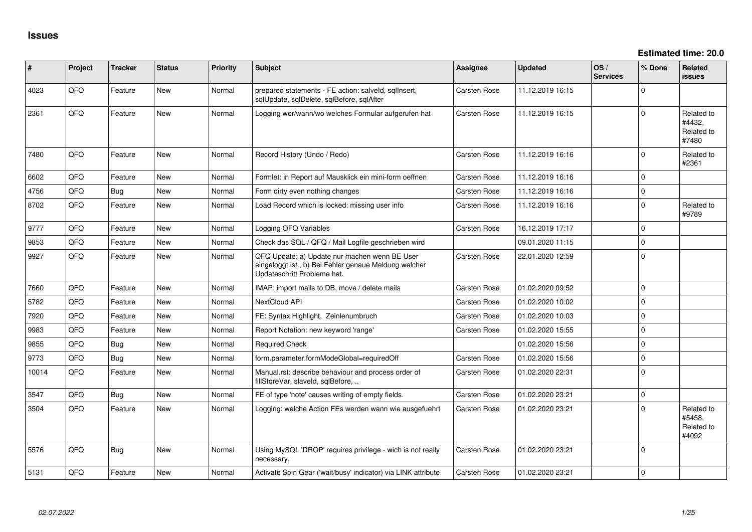# Issues

**Estimated time: 20.0**

| # | Project | Tracker | Status | Priority | Subject | Assignee | Updated | OS / Services | % Done | Related issues |
|---|---|---|---|---|---|---|---|---|---|---|
| 4023 | QFQ | Feature | New | Normal | prepared statements - FE action: salveld, sqlInsert, sqlUpdate, sqlDelete, sqlBefore, sqlAfter | Carsten Rose | 11.12.2019 16:15 | | 0 | |
| 2361 | QFQ | Feature | New | Normal | Logging wer/wann/wo welches Formular aufgerufen hat | Carsten Rose | 11.12.2019 16:15 | | 0 | Related to #4432, Related to #7480 |
| 7480 | QFQ | Feature | New | Normal | Record History (Undo / Redo) | Carsten Rose | 11.12.2019 16:16 | | 0 | Related to #2361 |
| 6602 | QFQ | Feature | New | Normal | Formlet: in Report auf Mausklick ein mini-form oeffnen | Carsten Rose | 11.12.2019 16:16 | | 0 | |
| 4756 | QFQ | Bug | New | Normal | Form dirty even nothing changes | Carsten Rose | 11.12.2019 16:16 | | 0 | |
| 8702 | QFQ | Feature | New | Normal | Load Record which is locked: missing user info | Carsten Rose | 11.12.2019 16:16 | | 0 | Related to #9789 |
| 9777 | QFQ | Feature | New | Normal | Logging QFQ Variables | Carsten Rose | 16.12.2019 17:17 | | 0 | |
| 9853 | QFQ | Feature | New | Normal | Check das SQL / QFQ / Mail Logfile geschrieben wird | | 09.01.2020 11:15 | | 0 | |
| 9927 | QFQ | Feature | New | Normal | QFQ Update: a) Update nur machen wenn BE User eingeloggt ist., b) Bei Fehler genaue Meldung welcher Updateschritt Probleme hat. | Carsten Rose | 22.01.2020 12:59 | | 0 | |
| 7660 | QFQ | Feature | New | Normal | IMAP: import mails to DB, move / delete mails | Carsten Rose | 01.02.2020 09:52 | | 0 | |
| 5782 | QFQ | Feature | New | Normal | NextCloud API | Carsten Rose | 01.02.2020 10:02 | | 0 | |
| 7920 | QFQ | Feature | New | Normal | FE: Syntax Highlight, Zeilenumbruch | Carsten Rose | 01.02.2020 10:03 | | 0 | |
| 9983 | QFQ | Feature | New | Normal | Report Notation: new keyword 'range' | Carsten Rose | 01.02.2020 15:55 | | 0 | |
| 9855 | QFQ | Bug | New | Normal | Required Check | | 01.02.2020 15:56 | | 0 | |
| 9773 | QFQ | Bug | New | Normal | form.parameter.formModeGlobal=requiredOff | Carsten Rose | 01.02.2020 15:56 | | 0 | |
| 10014 | QFQ | Feature | New | Normal | Manual.rst: describe behaviour and process order of fillStoreVar, slaveId, sqlBefore, .. | Carsten Rose | 01.02.2020 22:31 | | 0 | |
| 3547 | QFQ | Bug | New | Normal | FE of type 'note' causes writing of empty fields. | Carsten Rose | 01.02.2020 23:21 | | 0 | |
| 3504 | QFQ | Feature | New | Normal | Logging: welche Action FEs werden wann wie ausgefuehrt | Carsten Rose | 01.02.2020 23:21 | | 0 | Related to #5458, Related to #4092 |
| 5576 | QFQ | Bug | New | Normal | Using MySQL 'DROP' requires privilege - wich is not really necessary. | Carsten Rose | 01.02.2020 23:21 | | 0 | |
| 5131 | QFQ | Feature | New | Normal | Activate Spin Gear ('wait/busy' indicator) via LINK attribute | Carsten Rose | 01.02.2020 23:21 | | 0 | |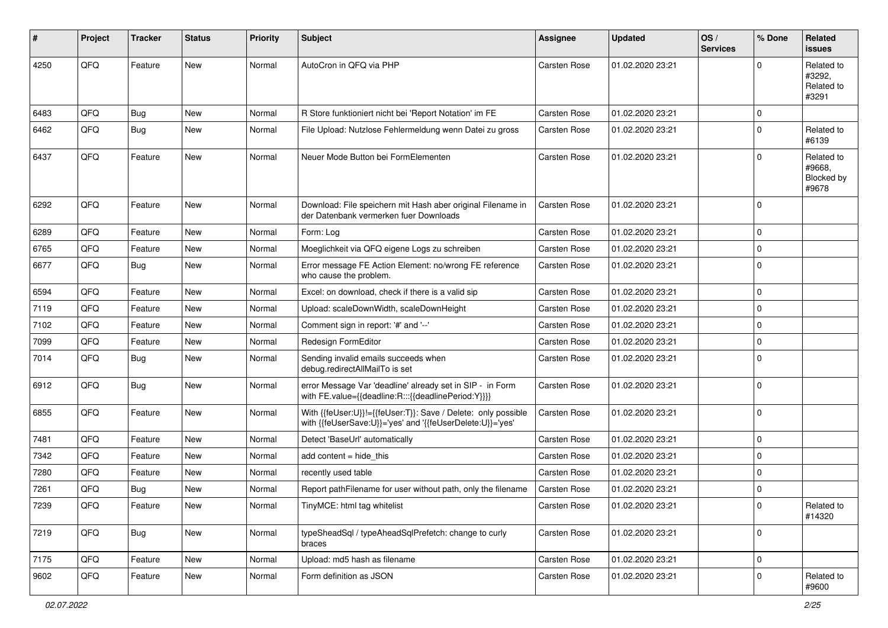| # | Project | Tracker | Status | Priority | Subject | Assignee | Updated | OS / Services | % Done | Related issues |
|---|---|---|---|---|---|---|---|---|---|---|
| 4250 | QFQ | Feature | New | Normal | AutoCron in QFQ via PHP | Carsten Rose | 01.02.2020 23:21 | | 0 | Related to #3292, Related to #3291 |
| 6483 | QFQ | Bug | New | Normal | R Store funktioniert nicht bei 'Report Notation' im FE | Carsten Rose | 01.02.2020 23:21 | | 0 | |
| 6462 | QFQ | Bug | New | Normal | File Upload: Nutzlose Fehlermeldung wenn Datei zu gross | Carsten Rose | 01.02.2020 23:21 | | 0 | Related to #6139 |
| 6437 | QFQ | Feature | New | Normal | Neuer Mode Button bei FormElementen | Carsten Rose | 01.02.2020 23:21 | | 0 | Related to #9668, Blocked by #9678 |
| 6292 | QFQ | Feature | New | Normal | Download: File speichern mit Hash aber original Filename in der Datenbank vermerken fuer Downloads | Carsten Rose | 01.02.2020 23:21 | | 0 | |
| 6289 | QFQ | Feature | New | Normal | Form: Log | Carsten Rose | 01.02.2020 23:21 | | 0 | |
| 6765 | QFQ | Feature | New | Normal | Moeglichkeit via QFQ eigene Logs zu schreiben | Carsten Rose | 01.02.2020 23:21 | | 0 | |
| 6677 | QFQ | Bug | New | Normal | Error message FE Action Element: no/wrong FE reference who cause the problem. | Carsten Rose | 01.02.2020 23:21 | | 0 | |
| 6594 | QFQ | Feature | New | Normal | Excel: on download, check if there is a valid sip | Carsten Rose | 01.02.2020 23:21 | | 0 | |
| 7119 | QFQ | Feature | New | Normal | Upload: scaleDownWidth, scaleDownHeight | Carsten Rose | 01.02.2020 23:21 | | 0 | |
| 7102 | QFQ | Feature | New | Normal | Comment sign in report: '#' and '--' | Carsten Rose | 01.02.2020 23:21 | | 0 | |
| 7099 | QFQ | Feature | New | Normal | Redesign FormEditor | Carsten Rose | 01.02.2020 23:21 | | 0 | |
| 7014 | QFQ | Bug | New | Normal | Sending invalid emails succeeds when debug.redirectAllMailTo is set | Carsten Rose | 01.02.2020 23:21 | | 0 | |
| 6912 | QFQ | Bug | New | Normal | error Message Var 'deadline' already set in SIP - in Form with FE.value={{deadline:R:::{{deadlinePeriod:Y}}}} | Carsten Rose | 01.02.2020 23:21 | | 0 | |
| 6855 | QFQ | Feature | New | Normal | With {{feUser:U}}!={{feUser:T}}: Save / Delete: only possible with {{feUserSave:U}}='yes' and '{{feUserDelete:U}}='yes' | Carsten Rose | 01.02.2020 23:21 | | 0 | |
| 7481 | QFQ | Feature | New | Normal | Detect 'BaseUrl' automatically | Carsten Rose | 01.02.2020 23:21 | | 0 | |
| 7342 | QFQ | Feature | New | Normal | add content = hide_this | Carsten Rose | 01.02.2020 23:21 | | 0 | |
| 7280 | QFQ | Feature | New | Normal | recently used table | Carsten Rose | 01.02.2020 23:21 | | 0 | |
| 7261 | QFQ | Bug | New | Normal | Report pathFilename for user without path, only the filename | Carsten Rose | 01.02.2020 23:21 | | 0 | |
| 7239 | QFQ | Feature | New | Normal | TinyMCE: html tag whitelist | Carsten Rose | 01.02.2020 23:21 | | 0 | Related to #14320 |
| 7219 | QFQ | Bug | New | Normal | typeSheadSql / typeAheadSqlPrefetch: change to curly braces | Carsten Rose | 01.02.2020 23:21 | | 0 | |
| 7175 | QFQ | Feature | New | Normal | Upload: md5 hash as filename | Carsten Rose | 01.02.2020 23:21 | | 0 | |
| 9602 | QFQ | Feature | New | Normal | Form definition as JSON | Carsten Rose | 01.02.2020 23:21 | | 0 | Related to #9600 |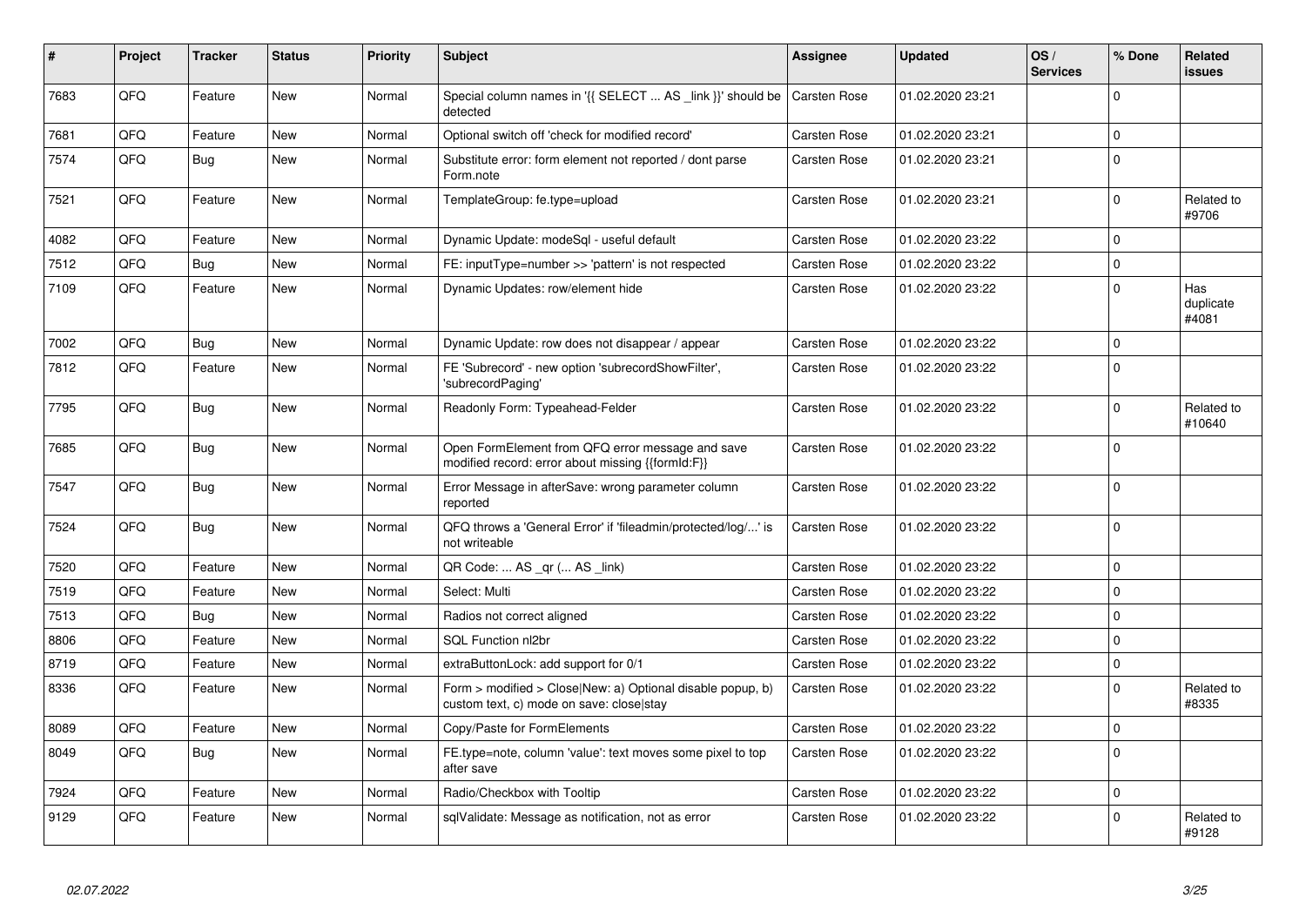| # | Project | Tracker | Status | Priority | Subject | Assignee | Updated | OS / Services | % Done | Related issues |
|---|---|---|---|---|---|---|---|---|---|---|
| 7683 | QFQ | Feature | New | Normal | Special column names in '{{ SELECT ... AS _link }}' should be detected | Carsten Rose | 01.02.2020 23:21 | | 0 | |
| 7681 | QFQ | Feature | New | Normal | Optional switch off 'check for modified record' | Carsten Rose | 01.02.2020 23:21 | | 0 | |
| 7574 | QFQ | Bug | New | Normal | Substitute error: form element not reported / dont parse Form.note | Carsten Rose | 01.02.2020 23:21 | | 0 | |
| 7521 | QFQ | Feature | New | Normal | TemplateGroup: fe.type=upload | Carsten Rose | 01.02.2020 23:21 | | 0 | Related to #9706 |
| 4082 | QFQ | Feature | New | Normal | Dynamic Update: modeSql - useful default | Carsten Rose | 01.02.2020 23:22 | | 0 | |
| 7512 | QFQ | Bug | New | Normal | FE: inputType=number >> 'pattern' is not respected | Carsten Rose | 01.02.2020 23:22 | | 0 | |
| 7109 | QFQ | Feature | New | Normal | Dynamic Updates: row/element hide | Carsten Rose | 01.02.2020 23:22 | | 0 | Has duplicate #4081 |
| 7002 | QFQ | Bug | New | Normal | Dynamic Update: row does not disappear / appear | Carsten Rose | 01.02.2020 23:22 | | 0 | |
| 7812 | QFQ | Feature | New | Normal | FE 'Subrecord' - new option 'subrecordShowFilter', 'subrecordPaging' | Carsten Rose | 01.02.2020 23:22 | | 0 | |
| 7795 | QFQ | Bug | New | Normal | Readonly Form: Typeahead-Felder | Carsten Rose | 01.02.2020 23:22 | | 0 | Related to #10640 |
| 7685 | QFQ | Bug | New | Normal | Open FormElement from QFQ error message and save modified record: error about missing {{formId:F}} | Carsten Rose | 01.02.2020 23:22 | | 0 | |
| 7547 | QFQ | Bug | New | Normal | Error Message in afterSave: wrong parameter column reported | Carsten Rose | 01.02.2020 23:22 | | 0 | |
| 7524 | QFQ | Bug | New | Normal | QFQ throws a 'General Error' if 'fileadmin/protected/log/...' is not writeable | Carsten Rose | 01.02.2020 23:22 | | 0 | |
| 7520 | QFQ | Feature | New | Normal | QR Code: ... AS _qr (... AS _link) | Carsten Rose | 01.02.2020 23:22 | | 0 | |
| 7519 | QFQ | Feature | New | Normal | Select: Multi | Carsten Rose | 01.02.2020 23:22 | | 0 | |
| 7513 | QFQ | Bug | New | Normal | Radios not correct aligned | Carsten Rose | 01.02.2020 23:22 | | 0 | |
| 8806 | QFQ | Feature | New | Normal | SQL Function nl2br | Carsten Rose | 01.02.2020 23:22 | | 0 | |
| 8719 | QFQ | Feature | New | Normal | extraButtonLock: add support for 0/1 | Carsten Rose | 01.02.2020 23:22 | | 0 | |
| 8336 | QFQ | Feature | New | Normal | Form > modified > Close\|New: a) Optional disable popup, b) custom text, c) mode on save: close\|stay | Carsten Rose | 01.02.2020 23:22 | | 0 | Related to #8335 |
| 8089 | QFQ | Feature | New | Normal | Copy/Paste for FormElements | Carsten Rose | 01.02.2020 23:22 | | 0 | |
| 8049 | QFQ | Bug | New | Normal | FE.type=note, column 'value': text moves some pixel to top after save | Carsten Rose | 01.02.2020 23:22 | | 0 | |
| 7924 | QFQ | Feature | New | Normal | Radio/Checkbox with Tooltip | Carsten Rose | 01.02.2020 23:22 | | 0 | |
| 9129 | QFQ | Feature | New | Normal | sqlValidate: Message as notification, not as error | Carsten Rose | 01.02.2020 23:22 | | 0 | Related to #9128 |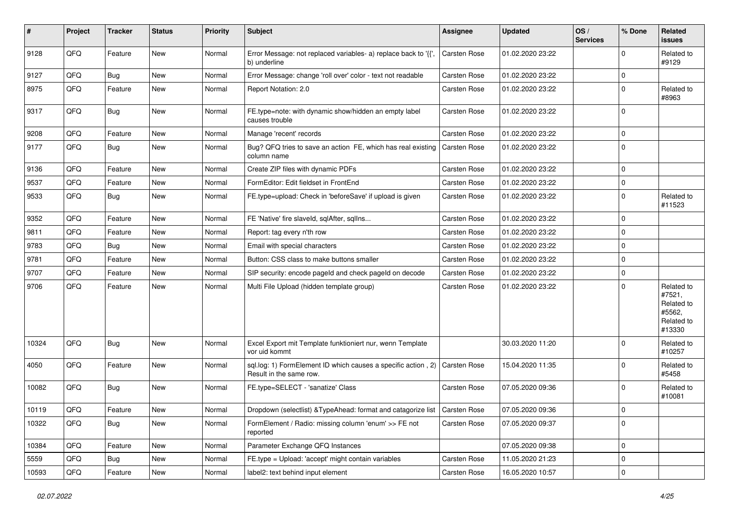| # | Project | Tracker | Status | Priority | Subject | Assignee | Updated | OS / Services | % Done | Related issues |
|---|---|---|---|---|---|---|---|---|---|---|
| 9128 | QFQ | Feature | New | Normal | Error Message: not replaced variables- a) replace back to '{{', b) underline | Carsten Rose | 01.02.2020 23:22 | | 0 | Related to #9129 |
| 9127 | QFQ | Bug | New | Normal | Error Message: change 'roll over' color - text not readable | Carsten Rose | 01.02.2020 23:22 | | 0 | |
| 8975 | QFQ | Feature | New | Normal | Report Notation: 2.0 | Carsten Rose | 01.02.2020 23:22 | | 0 | Related to #8963 |
| 9317 | QFQ | Bug | New | Normal | FE.type=note: with dynamic show/hidden an empty label causes trouble | Carsten Rose | 01.02.2020 23:22 | | 0 | |
| 9208 | QFQ | Feature | New | Normal | Manage 'recent' records | Carsten Rose | 01.02.2020 23:22 | | 0 | |
| 9177 | QFQ | Bug | New | Normal | Bug? QFQ tries to save an action FE, which has real existing column name | Carsten Rose | 01.02.2020 23:22 | | 0 | |
| 9136 | QFQ | Feature | New | Normal | Create ZIP files with dynamic PDFs | Carsten Rose | 01.02.2020 23:22 | | 0 | |
| 9537 | QFQ | Feature | New | Normal | FormEditor: Edit fieldset in FrontEnd | Carsten Rose | 01.02.2020 23:22 | | 0 | |
| 9533 | QFQ | Bug | New | Normal | FE.type=upload: Check in 'beforeSave' if upload is given | Carsten Rose | 01.02.2020 23:22 | | 0 | Related to #11523 |
| 9352 | QFQ | Feature | New | Normal | FE 'Native' fire slaveId, sqlAfter, sqlIns... | Carsten Rose | 01.02.2020 23:22 | | 0 | |
| 9811 | QFQ | Feature | New | Normal | Report: tag every n'th row | Carsten Rose | 01.02.2020 23:22 | | 0 | |
| 9783 | QFQ | Bug | New | Normal | Email with special characters | Carsten Rose | 01.02.2020 23:22 | | 0 | |
| 9781 | QFQ | Feature | New | Normal | Button: CSS class to make buttons smaller | Carsten Rose | 01.02.2020 23:22 | | 0 | |
| 9707 | QFQ | Feature | New | Normal | SIP security: encode pageId and check pageId on decode | Carsten Rose | 01.02.2020 23:22 | | 0 | |
| 9706 | QFQ | Feature | New | Normal | Multi File Upload (hidden template group) | Carsten Rose | 01.02.2020 23:22 | | 0 | Related to #7521, Related to #5562, Related to #13330 |
| 10324 | QFQ | Bug | New | Normal | Excel Export mit Template funktioniert nur, wenn Template vor uid kommt | | 30.03.2020 11:20 | | 0 | Related to #10257 |
| 4050 | QFQ | Feature | New | Normal | sql.log: 1) FormElement ID which causes a specific action , 2) Result in the same row. | Carsten Rose | 15.04.2020 11:35 | | 0 | Related to #5458 |
| 10082 | QFQ | Bug | New | Normal | FE.type=SELECT - 'sanatize' Class | Carsten Rose | 07.05.2020 09:36 | | 0 | Related to #10081 |
| 10119 | QFQ | Feature | New | Normal | Dropdown (selectlist) &TypeAhead: format and catagorize list | Carsten Rose | 07.05.2020 09:36 | | 0 | |
| 10322 | QFQ | Bug | New | Normal | FormElement / Radio: missing column 'enum' >> FE not reported | Carsten Rose | 07.05.2020 09:37 | | 0 | |
| 10384 | QFQ | Feature | New | Normal | Parameter Exchange QFQ Instances | | 07.05.2020 09:38 | | 0 | |
| 5559 | QFQ | Bug | New | Normal | FE.type = Upload: 'accept' might contain variables | Carsten Rose | 11.05.2020 21:23 | | 0 | |
| 10593 | QFQ | Feature | New | Normal | label2: text behind input element | Carsten Rose | 16.05.2020 10:57 | | 0 | |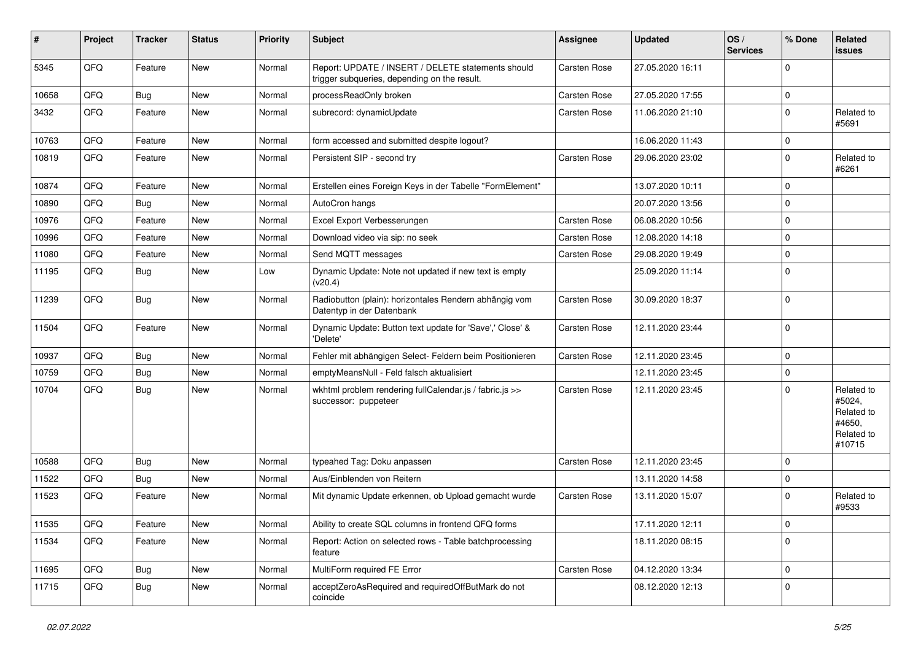| # | Project | Tracker | Status | Priority | Subject | Assignee | Updated | OS / Services | % Done | Related issues |
|---|---|---|---|---|---|---|---|---|---|---|
| 5345 | QFQ | Feature | New | Normal | Report: UPDATE / INSERT / DELETE statements should trigger subqueries, depending on the result. | Carsten Rose | 27.05.2020 16:11 | | 0 | |
| 10658 | QFQ | Bug | New | Normal | processReadOnly broken | Carsten Rose | 27.05.2020 17:55 | | 0 | |
| 3432 | QFQ | Feature | New | Normal | subrecord: dynamicUpdate | Carsten Rose | 11.06.2020 21:10 | | 0 | Related to #5691 |
| 10763 | QFQ | Feature | New | Normal | form accessed and submitted despite logout? | | 16.06.2020 11:43 | | 0 | |
| 10819 | QFQ | Feature | New | Normal | Persistent SIP - second try | Carsten Rose | 29.06.2020 23:02 | | 0 | Related to #6261 |
| 10874 | QFQ | Feature | New | Normal | Erstellen eines Foreign Keys in der Tabelle "FormElement" | | 13.07.2020 10:11 | | 0 | |
| 10890 | QFQ | Bug | New | Normal | AutoCron hangs | | 20.07.2020 13:56 | | 0 | |
| 10976 | QFQ | Feature | New | Normal | Excel Export Verbesserungen | Carsten Rose | 06.08.2020 10:56 | | 0 | |
| 10996 | QFQ | Feature | New | Normal | Download video via sip: no seek | Carsten Rose | 12.08.2020 14:18 | | 0 | |
| 11080 | QFQ | Feature | New | Normal | Send MQTT messages | Carsten Rose | 29.08.2020 19:49 | | 0 | |
| 11195 | QFQ | Bug | New | Low | Dynamic Update: Note not updated if new text is empty (v20.4) | | 25.09.2020 11:14 | | 0 | |
| 11239 | QFQ | Bug | New | Normal | Radiobutton (plain): horizontales Rendern abhängig vom Datentyp in der Datenbank | Carsten Rose | 30.09.2020 18:37 | | 0 | |
| 11504 | QFQ | Feature | New | Normal | Dynamic Update: Button text update for 'Save',' Close' & 'Delete' | Carsten Rose | 12.11.2020 23:44 | | 0 | |
| 10937 | QFQ | Bug | New | Normal | Fehler mit abhängigen Select- Feldern beim Positionieren | Carsten Rose | 12.11.2020 23:45 | | 0 | |
| 10759 | QFQ | Bug | New | Normal | emptyMeansNull - Feld falsch aktualisiert | | 12.11.2020 23:45 | | 0 | |
| 10704 | QFQ | Bug | New | Normal | wkhtml problem rendering fullCalendar.js / fabric.js >> successor: puppeteer | Carsten Rose | 12.11.2020 23:45 | | 0 | Related to #5024, Related to #4650, Related to #10715 |
| 10588 | QFQ | Bug | New | Normal | typeahed Tag: Doku anpassen | Carsten Rose | 12.11.2020 23:45 | | 0 | |
| 11522 | QFQ | Bug | New | Normal | Aus/Einblenden von Reitern | | 13.11.2020 14:58 | | 0 | |
| 11523 | QFQ | Feature | New | Normal | Mit dynamic Update erkennen, ob Upload gemacht wurde | Carsten Rose | 13.11.2020 15:07 | | 0 | Related to #9533 |
| 11535 | QFQ | Feature | New | Normal | Ability to create SQL columns in frontend QFQ forms | | 17.11.2020 12:11 | | 0 | |
| 11534 | QFQ | Feature | New | Normal | Report: Action on selected rows - Table batchprocessing feature | | 18.11.2020 08:15 | | 0 | |
| 11695 | QFQ | Bug | New | Normal | MultiForm required FE Error | Carsten Rose | 04.12.2020 13:34 | | 0 | |
| 11715 | QFQ | Bug | New | Normal | acceptZeroAsRequired and requiredOffButMark do not coincide | | 08.12.2020 12:13 | | 0 | |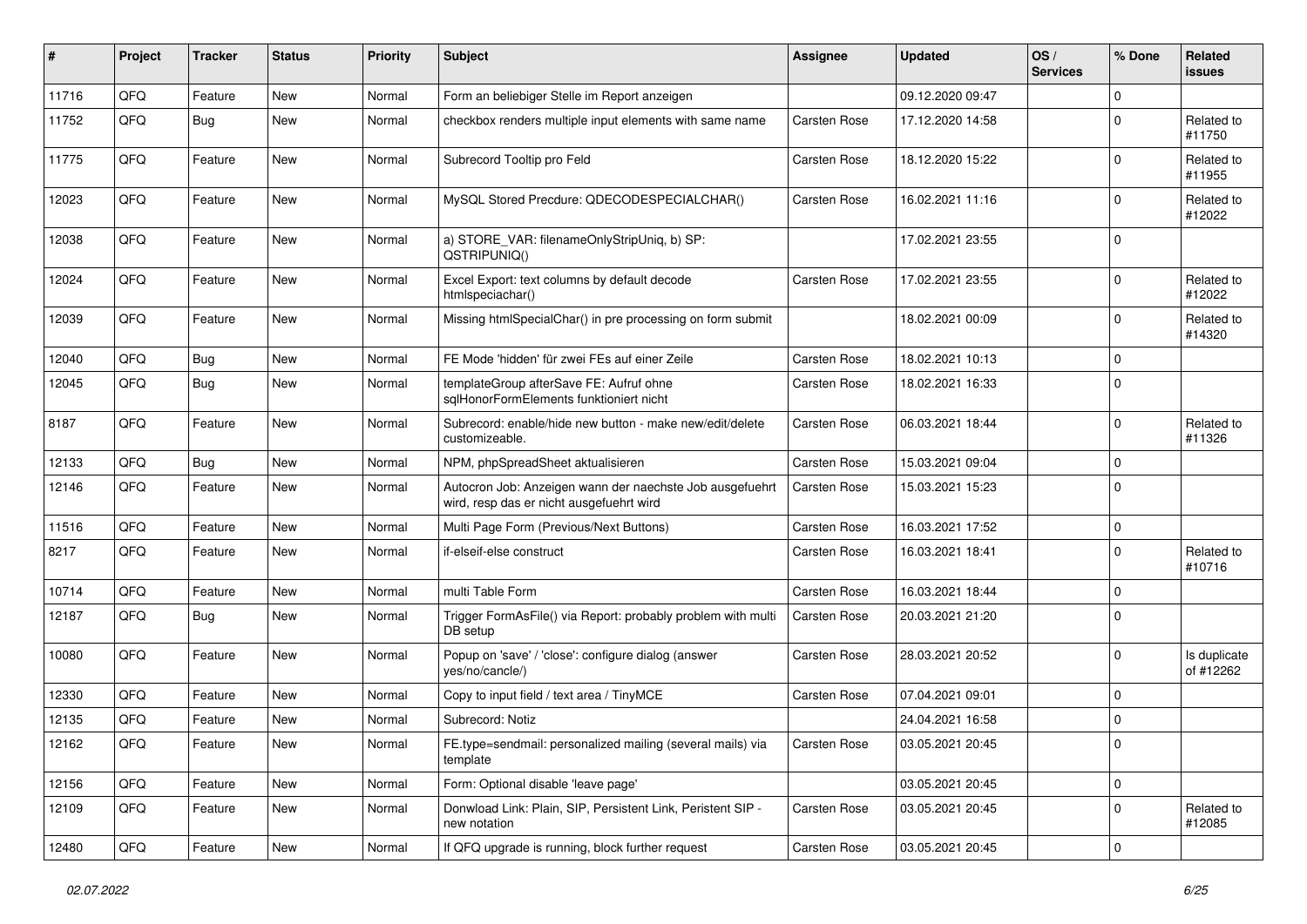| # | Project | Tracker | Status | Priority | Subject | Assignee | Updated | OS / Services | % Done | Related issues |
|---|---|---|---|---|---|---|---|---|---|---|
| 11716 | QFQ | Feature | New | Normal | Form an beliebiger Stelle im Report anzeigen | | 09.12.2020 09:47 | | 0 | |
| 11752 | QFQ | Bug | New | Normal | checkbox renders multiple input elements with same name | Carsten Rose | 17.12.2020 14:58 | | 0 | Related to #11750 |
| 11775 | QFQ | Feature | New | Normal | Subrecord Tooltip pro Feld | Carsten Rose | 18.12.2020 15:22 | | 0 | Related to #11955 |
| 12023 | QFQ | Feature | New | Normal | MySQL Stored Precdure: QDECODESPECIALCHAR() | Carsten Rose | 16.02.2021 11:16 | | 0 | Related to #12022 |
| 12038 | QFQ | Feature | New | Normal | a) STORE_VAR: filenameOnlyStripUniq, b) SP: QSTRIPUNIQ() | | 17.02.2021 23:55 | | 0 | |
| 12024 | QFQ | Feature | New | Normal | Excel Export: text columns by default decode htmlspeciachar() | Carsten Rose | 17.02.2021 23:55 | | 0 | Related to #12022 |
| 12039 | QFQ | Feature | New | Normal | Missing htmlSpecialChar() in pre processing on form submit | | 18.02.2021 00:09 | | 0 | Related to #14320 |
| 12040 | QFQ | Bug | New | Normal | FE Mode 'hidden' für zwei FEs auf einer Zeile | Carsten Rose | 18.02.2021 10:13 | | 0 | |
| 12045 | QFQ | Bug | New | Normal | templateGroup afterSave FE: Aufruf ohne sqlHonorFormElements funktioniert nicht | Carsten Rose | 18.02.2021 16:33 | | 0 | |
| 8187 | QFQ | Feature | New | Normal | Subrecord: enable/hide new button - make new/edit/delete customizeable. | Carsten Rose | 06.03.2021 18:44 | | 0 | Related to #11326 |
| 12133 | QFQ | Bug | New | Normal | NPM, phpSpreadSheet aktualisieren | Carsten Rose | 15.03.2021 09:04 | | 0 | |
| 12146 | QFQ | Feature | New | Normal | Autocron Job: Anzeigen wann der naechste Job ausgefuehrt wird, resp das er nicht ausgefuehrt wird | Carsten Rose | 15.03.2021 15:23 | | 0 | |
| 11516 | QFQ | Feature | New | Normal | Multi Page Form (Previous/Next Buttons) | Carsten Rose | 16.03.2021 17:52 | | 0 | |
| 8217 | QFQ | Feature | New | Normal | if-elseif-else construct | Carsten Rose | 16.03.2021 18:41 | | 0 | Related to #10716 |
| 10714 | QFQ | Feature | New | Normal | multi Table Form | Carsten Rose | 16.03.2021 18:44 | | 0 | |
| 12187 | QFQ | Bug | New | Normal | Trigger FormAsFile() via Report: probably problem with multi DB setup | Carsten Rose | 20.03.2021 21:20 | | 0 | |
| 10080 | QFQ | Feature | New | Normal | Popup on 'save' / 'close': configure dialog (answer yes/no/cancle/) | Carsten Rose | 28.03.2021 20:52 | | 0 | Is duplicate of #12262 |
| 12330 | QFQ | Feature | New | Normal | Copy to input field / text area / TinyMCE | Carsten Rose | 07.04.2021 09:01 | | 0 | |
| 12135 | QFQ | Feature | New | Normal | Subrecord: Notiz | | 24.04.2021 16:58 | | 0 | |
| 12162 | QFQ | Feature | New | Normal | FE.type=sendmail: personalized mailing (several mails) via template | Carsten Rose | 03.05.2021 20:45 | | 0 | |
| 12156 | QFQ | Feature | New | Normal | Form: Optional disable 'leave page' | | 03.05.2021 20:45 | | 0 | |
| 12109 | QFQ | Feature | New | Normal | Donwload Link: Plain, SIP, Persistent Link, Peristent SIP - new notation | Carsten Rose | 03.05.2021 20:45 | | 0 | Related to #12085 |
| 12480 | QFQ | Feature | New | Normal | If QFQ upgrade is running, block further request | Carsten Rose | 03.05.2021 20:45 | | 0 | |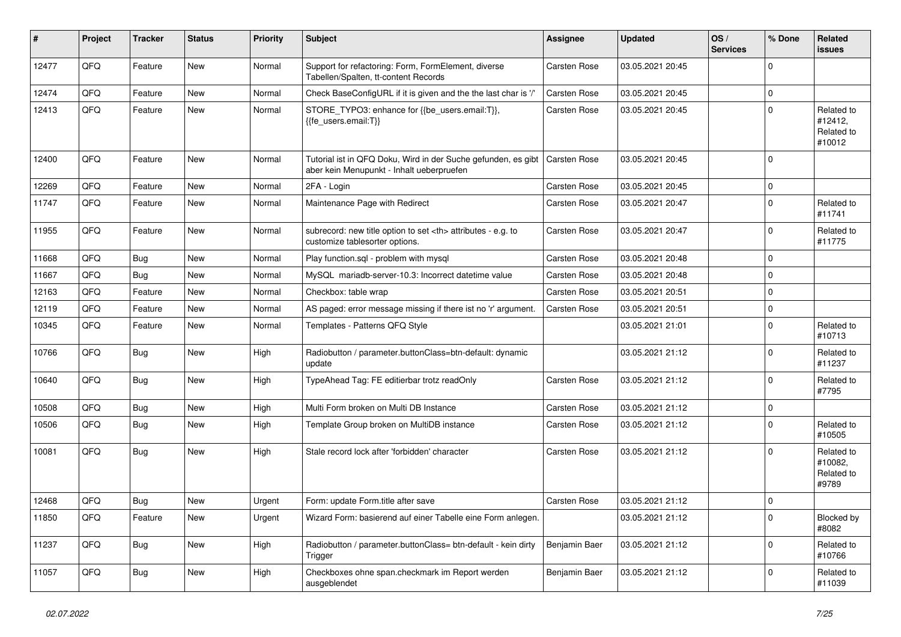| # | Project | Tracker | Status | Priority | Subject | Assignee | Updated | OS / Services | % Done | Related issues |
|---|---|---|---|---|---|---|---|---|---|---|
| 12477 | QFQ | Feature | New | Normal | Support for refactoring: Form, FormElement, diverse Tabellen/Spalten, tt-content Records | Carsten Rose | 03.05.2021 20:45 | | 0 | |
| 12474 | QFQ | Feature | New | Normal | Check BaseConfigURL if it is given and the the last char is '/' | Carsten Rose | 03.05.2021 20:45 | | 0 | |
| 12413 | QFQ | Feature | New | Normal | STORE_TYPO3: enhance for {{be_users.email:T}}, {{fe_users.email:T}} | Carsten Rose | 03.05.2021 20:45 | | 0 | Related to #12412, Related to #10012 |
| 12400 | QFQ | Feature | New | Normal | Tutorial ist in QFQ Doku, Wird in der Suche gefunden, es gibt aber kein Menupunkt - Inhalt ueberpruefen | Carsten Rose | 03.05.2021 20:45 | | 0 | |
| 12269 | QFQ | Feature | New | Normal | 2FA - Login | Carsten Rose | 03.05.2021 20:45 | | 0 | |
| 11747 | QFQ | Feature | New | Normal | Maintenance Page with Redirect | Carsten Rose | 03.05.2021 20:47 | | 0 | Related to #11741 |
| 11955 | QFQ | Feature | New | Normal | subrecord: new title option to set <th> attributes - e.g. to customize tablesorter options. | Carsten Rose | 03.05.2021 20:47 | | 0 | Related to #11775 |
| 11668 | QFQ | Bug | New | Normal | Play function.sql - problem with mysql | Carsten Rose | 03.05.2021 20:48 | | 0 | |
| 11667 | QFQ | Bug | New | Normal | MySQL mariadb-server-10.3: Incorrect datetime value | Carsten Rose | 03.05.2021 20:48 | | 0 | |
| 12163 | QFQ | Feature | New | Normal | Checkbox: table wrap | Carsten Rose | 03.05.2021 20:51 | | 0 | |
| 12119 | QFQ | Feature | New | Normal | AS paged: error message missing if there ist no 'r' argument. | Carsten Rose | 03.05.2021 20:51 | | 0 | |
| 10345 | QFQ | Feature | New | Normal | Templates - Patterns QFQ Style | | 03.05.2021 21:01 | | 0 | Related to #10713 |
| 10766 | QFQ | Bug | New | High | Radiobutton / parameter.buttonClass=btn-default: dynamic update | | 03.05.2021 21:12 | | 0 | Related to #11237 |
| 10640 | QFQ | Bug | New | High | TypeAhead Tag: FE editierbar trotz readOnly | Carsten Rose | 03.05.2021 21:12 | | 0 | Related to #7795 |
| 10508 | QFQ | Bug | New | High | Multi Form broken on Multi DB Instance | Carsten Rose | 03.05.2021 21:12 | | 0 | |
| 10506 | QFQ | Bug | New | High | Template Group broken on MultiDB instance | Carsten Rose | 03.05.2021 21:12 | | 0 | Related to #10505 |
| 10081 | QFQ | Bug | New | High | Stale record lock after 'forbidden' character | Carsten Rose | 03.05.2021 21:12 | | 0 | Related to #10082, Related to #9789 |
| 12468 | QFQ | Bug | New | Urgent | Form: update Form.title after save | Carsten Rose | 03.05.2021 21:12 | | 0 | |
| 11850 | QFQ | Feature | New | Urgent | Wizard Form: basierend auf einer Tabelle eine Form anlegen. | | 03.05.2021 21:12 | | 0 | Blocked by #8082 |
| 11237 | QFQ | Bug | New | High | Radiobutton / parameter.buttonClass= btn-default - kein dirty Trigger | Benjamin Baer | 03.05.2021 21:12 | | 0 | Related to #10766 |
| 11057 | QFQ | Bug | New | High | Checkboxes ohne span.checkmark im Report werden ausgeblendet | Benjamin Baer | 03.05.2021 21:12 | | 0 | Related to #11039 |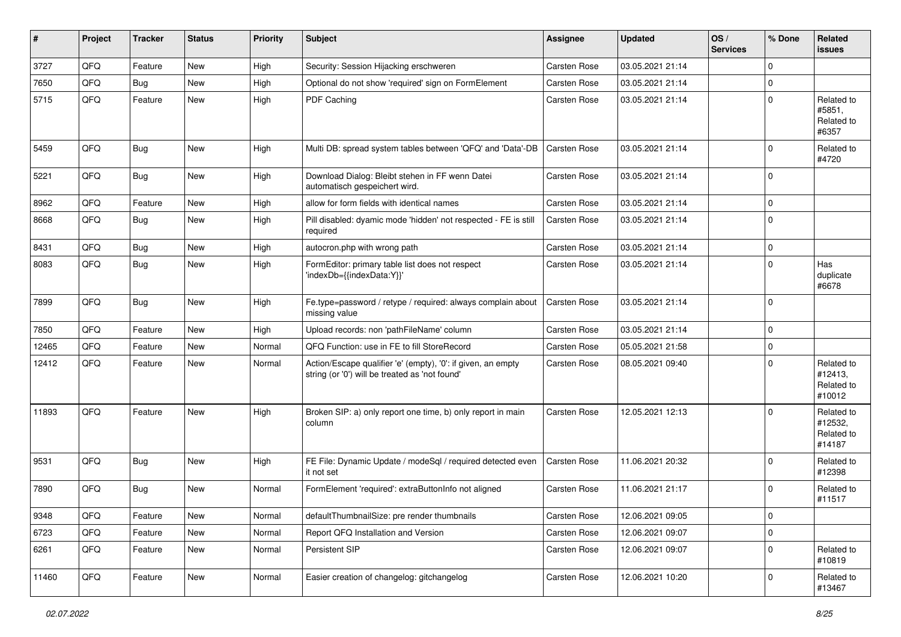| # | Project | Tracker | Status | Priority | Subject | Assignee | Updated | OS / Services | % Done | Related issues |
|---|---|---|---|---|---|---|---|---|---|---|
| 3727 | QFQ | Feature | New | High | Security: Session Hijacking erschweren | Carsten Rose | 03.05.2021 21:14 | | 0 | |
| 7650 | QFQ | Bug | New | High | Optional do not show 'required' sign on FormElement | Carsten Rose | 03.05.2021 21:14 | | 0 | |
| 5715 | QFQ | Feature | New | High | PDF Caching | Carsten Rose | 03.05.2021 21:14 | | 0 | Related to #5851, Related to #6357 |
| 5459 | QFQ | Bug | New | High | Multi DB: spread system tables between 'QFQ' and 'Data'-DB | Carsten Rose | 03.05.2021 21:14 | | 0 | Related to #4720 |
| 5221 | QFQ | Bug | New | High | Download Dialog: Bleibt stehen in FF wenn Datei automatisch gespeichert wird. | Carsten Rose | 03.05.2021 21:14 | | 0 | |
| 8962 | QFQ | Feature | New | High | allow for form fields with identical names | Carsten Rose | 03.05.2021 21:14 | | 0 | |
| 8668 | QFQ | Bug | New | High | Pill disabled: dyamic mode 'hidden' not respected - FE is still required | Carsten Rose | 03.05.2021 21:14 | | 0 | |
| 8431 | QFQ | Bug | New | High | autocron.php with wrong path | Carsten Rose | 03.05.2021 21:14 | | 0 | |
| 8083 | QFQ | Bug | New | High | FormEditor: primary table list does not respect 'indexDb={{indexData:Y}}' | Carsten Rose | 03.05.2021 21:14 | | 0 | Has duplicate #6678 |
| 7899 | QFQ | Bug | New | High | Fe.type=password / retype / required: always complain about missing value | Carsten Rose | 03.05.2021 21:14 | | 0 | |
| 7850 | QFQ | Feature | New | High | Upload records: non 'pathFileName' column | Carsten Rose | 03.05.2021 21:14 | | 0 | |
| 12465 | QFQ | Feature | New | Normal | QFQ Function: use in FE to fill StoreRecord | Carsten Rose | 05.05.2021 21:58 | | 0 | |
| 12412 | QFQ | Feature | New | Normal | Action/Escape qualifier 'e' (empty), '0': if given, an empty string (or '0') will be treated as 'not found' | Carsten Rose | 08.05.2021 09:40 | | 0 | Related to #12413, Related to #10012 |
| 11893 | QFQ | Feature | New | High | Broken SIP: a) only report one time, b) only report in main column | Carsten Rose | 12.05.2021 12:13 | | 0 | Related to #12532, Related to #14187 |
| 9531 | QFQ | Bug | New | High | FE File: Dynamic Update / modeSql / required detected even it not set | Carsten Rose | 11.06.2021 20:32 | | 0 | Related to #12398 |
| 7890 | QFQ | Bug | New | Normal | FormElement 'required': extraButtonInfo not aligned | Carsten Rose | 11.06.2021 21:17 | | 0 | Related to #11517 |
| 9348 | QFQ | Feature | New | Normal | defaultThumbnailSize: pre render thumbnails | Carsten Rose | 12.06.2021 09:05 | | 0 | |
| 6723 | QFQ | Feature | New | Normal | Report QFQ Installation and Version | Carsten Rose | 12.06.2021 09:07 | | 0 | |
| 6261 | QFQ | Feature | New | Normal | Persistent SIP | Carsten Rose | 12.06.2021 09:07 | | 0 | Related to #10819 |
| 11460 | QFQ | Feature | New | Normal | Easier creation of changelog: gitchangelog | Carsten Rose | 12.06.2021 10:20 | | 0 | Related to #13467 |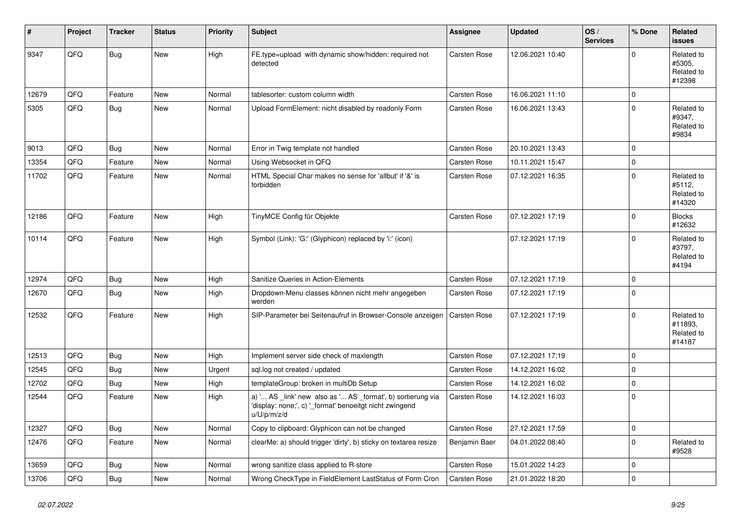| # | Project | Tracker | Status | Priority | Subject | Assignee | Updated | OS / Services | % Done | Related issues |
|---|---|---|---|---|---|---|---|---|---|---|
| 9347 | QFQ | Bug | New | High | FE.type=upload with dynamic show/hidden: required not detected | Carsten Rose | 12.06.2021 10:40 | | 0 | Related to #5305, Related to #12398 |
| 12679 | QFQ | Feature | New | Normal | tablesorter: custom column width | Carsten Rose | 16.06.2021 11:10 | | 0 | |
| 5305 | QFQ | Bug | New | Normal | Upload FormElement: nicht disabled by readonly Form | Carsten Rose | 16.06.2021 13:43 | | 0 | Related to #9347, Related to #9834 |
| 9013 | QFQ | Bug | New | Normal | Error in Twig template not handled | Carsten Rose | 20.10.2021 13:43 | | 0 | |
| 13354 | QFQ | Feature | New | Normal | Using Websocket in QFQ | Carsten Rose | 10.11.2021 15:47 | | 0 | |
| 11702 | QFQ | Feature | New | Normal | HTML Special Char makes no sense for 'allbut' if '&' is forbidden | Carsten Rose | 07.12.2021 16:35 | | 0 | Related to #5112, Related to #14320 |
| 12186 | QFQ | Feature | New | High | TinyMCE Config für Objekte | Carsten Rose | 07.12.2021 17:19 | | 0 | Blocks #12632 |
| 10114 | QFQ | Feature | New | High | Symbol (Link): 'G:' (Glyphicon) replaced by 'i:' (icon) | | 07.12.2021 17:19 | | 0 | Related to #3797, Related to #4194 |
| 12974 | QFQ | Bug | New | High | Sanitize Queries in Action-Elements | Carsten Rose | 07.12.2021 17:19 | | 0 | |
| 12670 | QFQ | Bug | New | High | Dropdown-Menu classes können nicht mehr angegeben werden | Carsten Rose | 07.12.2021 17:19 | | 0 | |
| 12532 | QFQ | Feature | New | High | SIP-Parameter bei Seitenaufruf in Browser-Console anzeigen | Carsten Rose | 07.12.2021 17:19 | | 0 | Related to #11893, Related to #14187 |
| 12513 | QFQ | Bug | New | High | Implement server side check of maxlength | Carsten Rose | 07.12.2021 17:19 | | 0 | |
| 12545 | QFQ | Bug | New | Urgent | sql.log not created / updated | Carsten Rose | 14.12.2021 16:02 | | 0 | |
| 12702 | QFQ | Bug | New | High | templateGroup: broken in multiDb Setup | Carsten Rose | 14.12.2021 16:02 | | 0 | |
| 12544 | QFQ | Feature | New | High | a) '... AS _link' new also as '... AS _format', b) sortierung via 'display: none;', c) '_format' benoeitgt nicht zwingend u/U/p/m/z/d | Carsten Rose | 14.12.2021 16:03 | | 0 | |
| 12327 | QFQ | Bug | New | Normal | Copy to clipboard: Glyphicon can not be changed | Carsten Rose | 27.12.2021 17:59 | | 0 | |
| 12476 | QFQ | Feature | New | Normal | clearMe: a) should trigger 'dirty', b) sticky on textarea resize | Benjamin Baer | 04.01.2022 08:40 | | 0 | Related to #9528 |
| 13659 | QFQ | Bug | New | Normal | wrong sanitize class applied to R-store | Carsten Rose | 15.01.2022 14:23 | | 0 | |
| 13706 | QFQ | Bug | New | Normal | Wrong CheckType in FieldElement LastStatus of Form Cron | Carsten Rose | 21.01.2022 18:20 | | 0 | |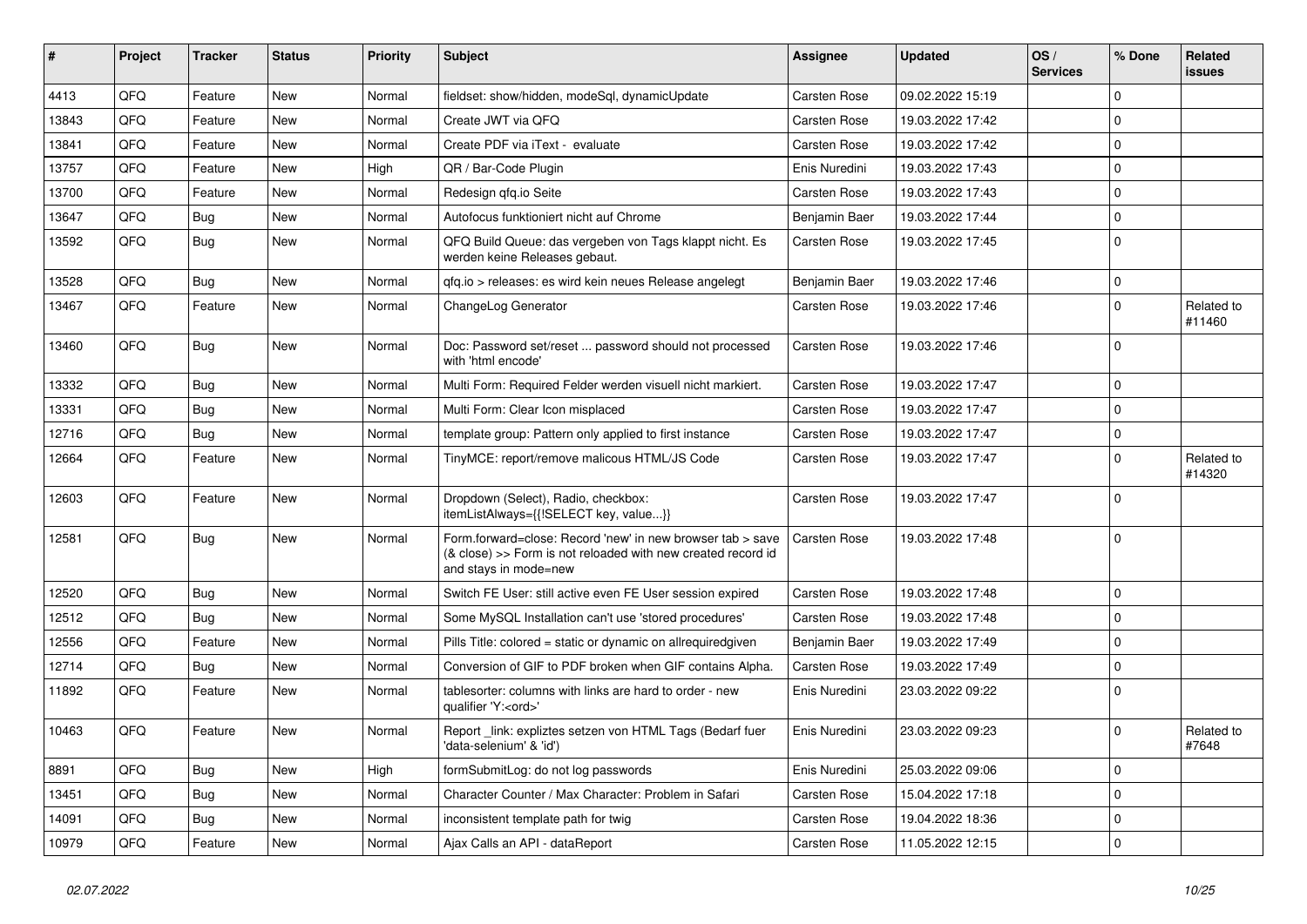| # | Project | Tracker | Status | Priority | Subject | Assignee | Updated | OS / Services | % Done | Related issues |
|---|---|---|---|---|---|---|---|---|---|---|
| 4413 | QFQ | Feature | New | Normal | fieldset: show/hidden, modeSql, dynamicUpdate | Carsten Rose | 09.02.2022 15:19 | | 0 | |
| 13843 | QFQ | Feature | New | Normal | Create JWT via QFQ | Carsten Rose | 19.03.2022 17:42 | | 0 | |
| 13841 | QFQ | Feature | New | Normal | Create PDF via iText - evaluate | Carsten Rose | 19.03.2022 17:42 | | 0 | |
| 13757 | QFQ | Feature | New | High | QR / Bar-Code Plugin | Enis Nuredini | 19.03.2022 17:43 | | 0 | |
| 13700 | QFQ | Feature | New | Normal | Redesign qfq.io Seite | Carsten Rose | 19.03.2022 17:43 | | 0 | |
| 13647 | QFQ | Bug | New | Normal | Autofocus funktioniert nicht auf Chrome | Benjamin Baer | 19.03.2022 17:44 | | 0 | |
| 13592 | QFQ | Bug | New | Normal | QFQ Build Queue: das vergeben von Tags klappt nicht. Es werden keine Releases gebaut. | Carsten Rose | 19.03.2022 17:45 | | 0 | |
| 13528 | QFQ | Bug | New | Normal | qfq.io > releases: es wird kein neues Release angelegt | Benjamin Baer | 19.03.2022 17:46 | | 0 | |
| 13467 | QFQ | Feature | New | Normal | ChangeLog Generator | Carsten Rose | 19.03.2022 17:46 | | 0 | Related to #11460 |
| 13460 | QFQ | Bug | New | Normal | Doc: Password set/reset ... password should not processed with 'html encode' | Carsten Rose | 19.03.2022 17:46 | | 0 | |
| 13332 | QFQ | Bug | New | Normal | Multi Form: Required Felder werden visuell nicht markiert. | Carsten Rose | 19.03.2022 17:47 | | 0 | |
| 13331 | QFQ | Bug | New | Normal | Multi Form: Clear Icon misplaced | Carsten Rose | 19.03.2022 17:47 | | 0 | |
| 12716 | QFQ | Bug | New | Normal | template group: Pattern only applied to first instance | Carsten Rose | 19.03.2022 17:47 | | 0 | |
| 12664 | QFQ | Feature | New | Normal | TinyMCE: report/remove malicous HTML/JS Code | Carsten Rose | 19.03.2022 17:47 | | 0 | Related to #14320 |
| 12603 | QFQ | Feature | New | Normal | Dropdown (Select), Radio, checkbox: itemListAlways={{!SELECT key, value...}} | Carsten Rose | 19.03.2022 17:47 | | 0 | |
| 12581 | QFQ | Bug | New | Normal | Form.forward=close: Record 'new' in new browser tab > save (& close) >> Form is not reloaded with new created record id and stays in mode=new | Carsten Rose | 19.03.2022 17:48 | | 0 | |
| 12520 | QFQ | Bug | New | Normal | Switch FE User: still active even FE User session expired | Carsten Rose | 19.03.2022 17:48 | | 0 | |
| 12512 | QFQ | Bug | New | Normal | Some MySQL Installation can't use 'stored procedures' | Carsten Rose | 19.03.2022 17:48 | | 0 | |
| 12556 | QFQ | Feature | New | Normal | Pills Title: colored = static or dynamic on allrequiredgiven | Benjamin Baer | 19.03.2022 17:49 | | 0 | |
| 12714 | QFQ | Bug | New | Normal | Conversion of GIF to PDF broken when GIF contains Alpha. | Carsten Rose | 19.03.2022 17:49 | | 0 | |
| 11892 | QFQ | Feature | New | Normal | tablesorter: columns with links are hard to order - new qualifier 'Y:<ord>' | Enis Nuredini | 23.03.2022 09:22 | | 0 | |
| 10463 | QFQ | Feature | New | Normal | Report _link: expliztes setzen von HTML Tags (Bedarf fuer 'data-selenium' & 'id') | Enis Nuredini | 23.03.2022 09:23 | | 0 | Related to #7648 |
| 8891 | QFQ | Bug | New | High | formSubmitLog: do not log passwords | Enis Nuredini | 25.03.2022 09:06 | | 0 | |
| 13451 | QFQ | Bug | New | Normal | Character Counter / Max Character: Problem in Safari | Carsten Rose | 15.04.2022 17:18 | | 0 | |
| 14091 | QFQ | Bug | New | Normal | inconsistent template path for twig | Carsten Rose | 19.04.2022 18:36 | | 0 | |
| 10979 | QFQ | Feature | New | Normal | Ajax Calls an API - dataReport | Carsten Rose | 11.05.2022 12:15 | | 0 | |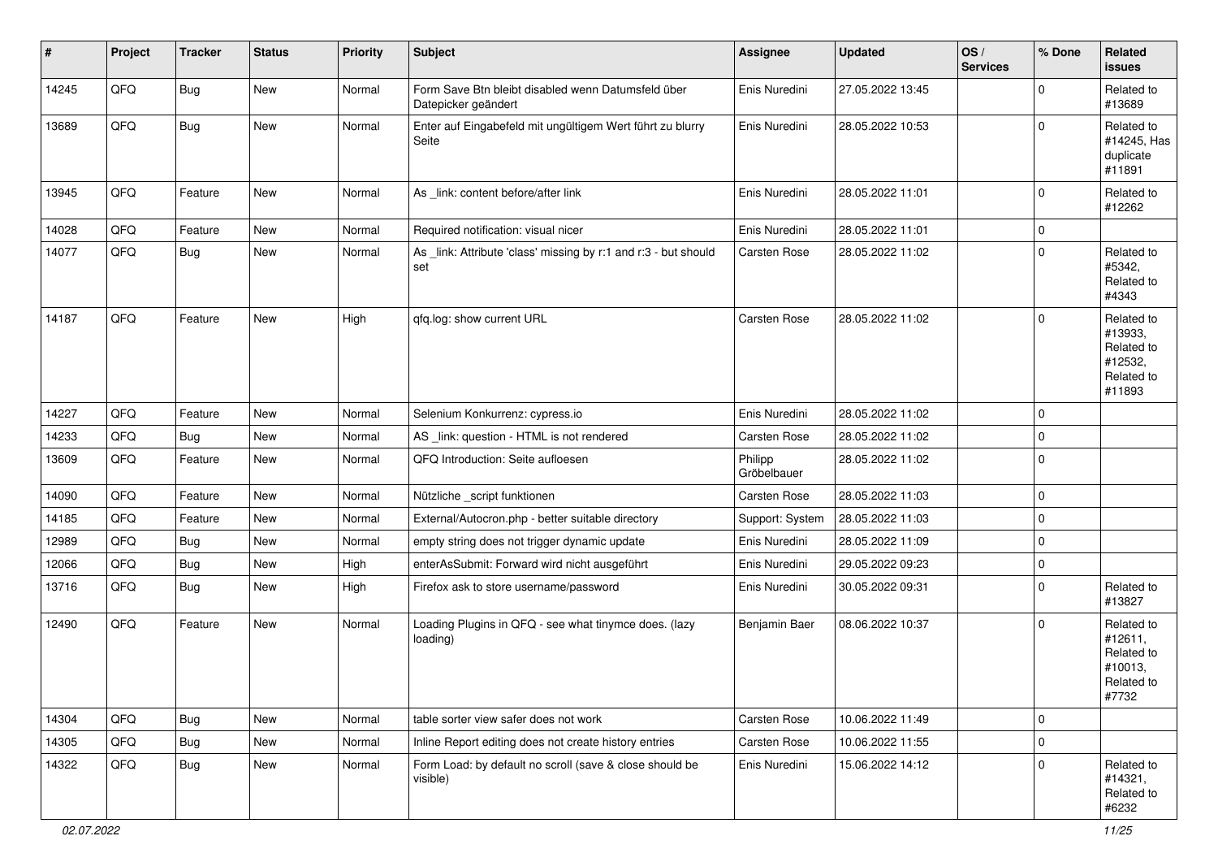| # | Project | Tracker | Status | Priority | Subject | Assignee | Updated | OS / Services | % Done | Related issues |
|---|---|---|---|---|---|---|---|---|---|---|
| 14245 | QFQ | Bug | New | Normal | Form Save Btn bleibt disabled wenn Datumsfeld über Datepicker geändert | Enis Nuredini | 27.05.2022 13:45 | | 0 | Related to #13689 |
| 13689 | QFQ | Bug | New | Normal | Enter auf Eingabefeld mit ungültigem Wert führt zu blurry Seite | Enis Nuredini | 28.05.2022 10:53 | | 0 | Related to #14245, Has duplicate #11891 |
| 13945 | QFQ | Feature | New | Normal | As _link: content before/after link | Enis Nuredini | 28.05.2022 11:01 | | 0 | Related to #12262 |
| 14028 | QFQ | Feature | New | Normal | Required notification: visual nicer | Enis Nuredini | 28.05.2022 11:01 | | 0 | |
| 14077 | QFQ | Bug | New | Normal | As _link: Attribute 'class' missing by r:1 and r:3 - but should set | Carsten Rose | 28.05.2022 11:02 | | 0 | Related to #5342, Related to #4343 |
| 14187 | QFQ | Feature | New | High | qfq.log: show current URL | Carsten Rose | 28.05.2022 11:02 | | 0 | Related to #13933, Related to #12532, Related to #11893 |
| 14227 | QFQ | Feature | New | Normal | Selenium Konkurrenz: cypress.io | Enis Nuredini | 28.05.2022 11:02 | | 0 | |
| 14233 | QFQ | Bug | New | Normal | AS _link: question - HTML is not rendered | Carsten Rose | 28.05.2022 11:02 | | 0 | |
| 13609 | QFQ | Feature | New | Normal | QFQ Introduction: Seite aufloesen | Philipp Gröbelbauer | 28.05.2022 11:02 | | 0 | |
| 14090 | QFQ | Feature | New | Normal | Nützliche _script funktionen | Carsten Rose | 28.05.2022 11:03 | | 0 | |
| 14185 | QFQ | Feature | New | Normal | External/Autocron.php - better suitable directory | Support: System | 28.05.2022 11:03 | | 0 | |
| 12989 | QFQ | Bug | New | Normal | empty string does not trigger dynamic update | Enis Nuredini | 28.05.2022 11:09 | | 0 | |
| 12066 | QFQ | Bug | New | High | enterAsSubmit: Forward wird nicht ausgeführt | Enis Nuredini | 29.05.2022 09:23 | | 0 | |
| 13716 | QFQ | Bug | New | High | Firefox ask to store username/password | Enis Nuredini | 30.05.2022 09:31 | | 0 | Related to #13827 |
| 12490 | QFQ | Feature | New | Normal | Loading Plugins in QFQ - see what tinymce does. (lazy loading) | Benjamin Baer | 08.06.2022 10:37 | | 0 | Related to #12611, Related to #10013, Related to #7732 |
| 14304 | QFQ | Bug | New | Normal | table sorter view safer does not work | Carsten Rose | 10.06.2022 11:49 | | 0 | |
| 14305 | QFQ | Bug | New | Normal | Inline Report editing does not create history entries | Carsten Rose | 10.06.2022 11:55 | | 0 | |
| 14322 | QFQ | Bug | New | Normal | Form Load: by default no scroll (save & close should be visible) | Enis Nuredini | 15.06.2022 14:12 | | 0 | Related to #14321, Related to #6232 |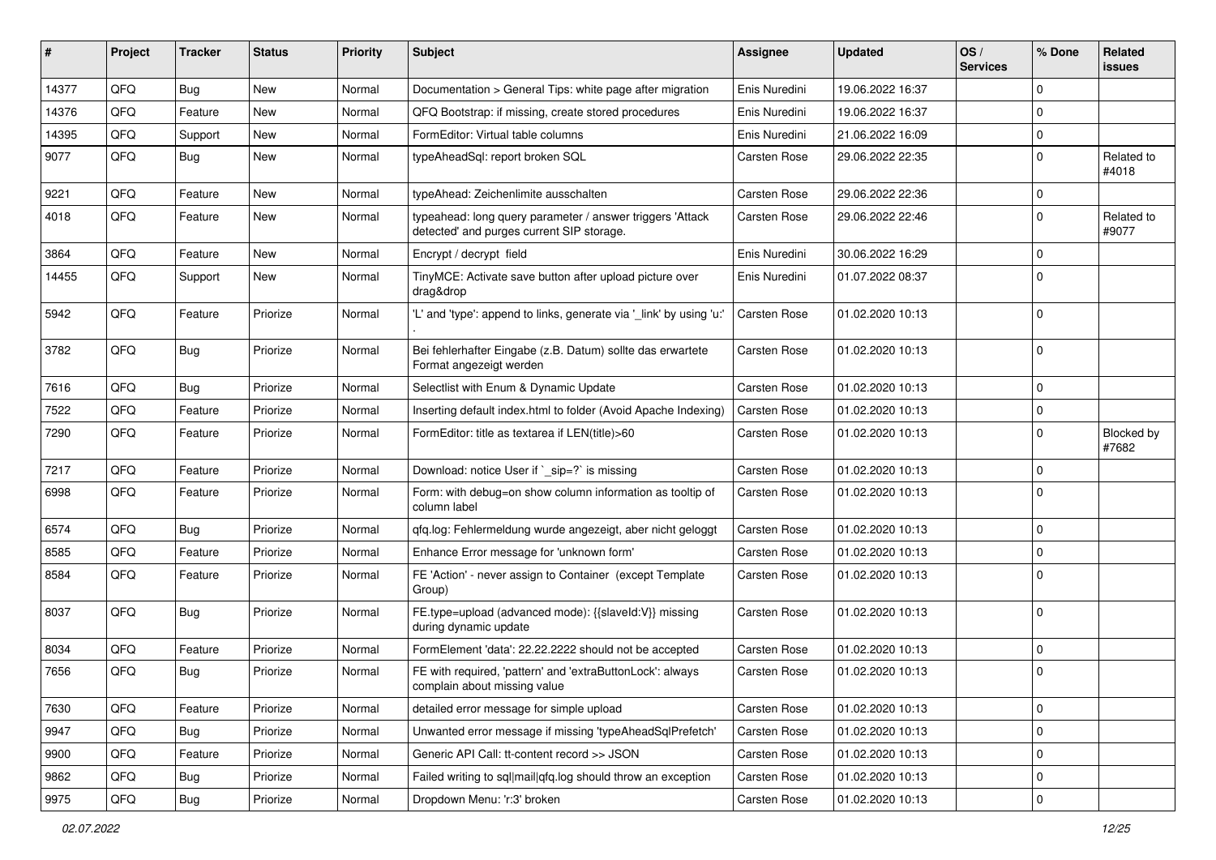| # | Project | Tracker | Status | Priority | Subject | Assignee | Updated | OS / Services | % Done | Related issues |
|---|---|---|---|---|---|---|---|---|---|---|
| 14377 | QFQ | Bug | New | Normal | Documentation > General Tips: white page after migration | Enis Nuredini | 19.06.2022 16:37 | | 0 | |
| 14376 | QFQ | Feature | New | Normal | QFQ Bootstrap: if missing, create stored procedures | Enis Nuredini | 19.06.2022 16:37 | | 0 | |
| 14395 | QFQ | Support | New | Normal | FormEditor: Virtual table columns | Enis Nuredini | 21.06.2022 16:09 | | 0 | |
| 9077 | QFQ | Bug | New | Normal | typeAheadSql: report broken SQL | Carsten Rose | 29.06.2022 22:35 | | 0 | Related to #4018 |
| 9221 | QFQ | Feature | New | Normal | typeAhead: Zeichenlimite ausschalten | Carsten Rose | 29.06.2022 22:36 | | 0 | |
| 4018 | QFQ | Feature | New | Normal | typeahead: long query parameter / answer triggers 'Attack detected' and purges current SIP storage. | Carsten Rose | 29.06.2022 22:46 | | 0 | Related to #9077 |
| 3864 | QFQ | Feature | New | Normal | Encrypt / decrypt field | Enis Nuredini | 30.06.2022 16:29 | | 0 | |
| 14455 | QFQ | Support | New | Normal | TinyMCE: Activate save button after upload picture over drag&drop | Enis Nuredini | 01.07.2022 08:37 | | 0 | |
| 5942 | QFQ | Feature | Priorize | Normal | 'L' and 'type': append to links, generate via '_link' by using 'u:' . | Carsten Rose | 01.02.2020 10:13 | | 0 | |
| 3782 | QFQ | Bug | Priorize | Normal | Bei fehlerhafter Eingabe (z.B. Datum) sollte das erwartete Format angezeigt werden | Carsten Rose | 01.02.2020 10:13 | | 0 | |
| 7616 | QFQ | Bug | Priorize | Normal | Selectlist with Enum & Dynamic Update | Carsten Rose | 01.02.2020 10:13 | | 0 | |
| 7522 | QFQ | Feature | Priorize | Normal | Inserting default index.html to folder (Avoid Apache Indexing) | Carsten Rose | 01.02.2020 10:13 | | 0 | |
| 7290 | QFQ | Feature | Priorize | Normal | FormEditor: title as textarea if LEN(title)>60 | Carsten Rose | 01.02.2020 10:13 | | 0 | Blocked by #7682 |
| 7217 | QFQ | Feature | Priorize | Normal | Download: notice User if `_sip=?` is missing | Carsten Rose | 01.02.2020 10:13 | | 0 | |
| 6998 | QFQ | Feature | Priorize | Normal | Form: with debug=on show column information as tooltip of column label | Carsten Rose | 01.02.2020 10:13 | | 0 | |
| 6574 | QFQ | Bug | Priorize | Normal | qfq.log: Fehlermeldung wurde angezeigt, aber nicht geloggt | Carsten Rose | 01.02.2020 10:13 | | 0 | |
| 8585 | QFQ | Feature | Priorize | Normal | Enhance Error message for 'unknown form' | Carsten Rose | 01.02.2020 10:13 | | 0 | |
| 8584 | QFQ | Feature | Priorize | Normal | FE 'Action' - never assign to Container (except Template Group) | Carsten Rose | 01.02.2020 10:13 | | 0 | |
| 8037 | QFQ | Bug | Priorize | Normal | FE.type=upload (advanced mode): {{slaveId:V}} missing during dynamic update | Carsten Rose | 01.02.2020 10:13 | | 0 | |
| 8034 | QFQ | Feature | Priorize | Normal | FormElement 'data': 22.22.2222 should not be accepted | Carsten Rose | 01.02.2020 10:13 | | 0 | |
| 7656 | QFQ | Bug | Priorize | Normal | FE with required, 'pattern' and 'extraButtonLock': always complain about missing value | Carsten Rose | 01.02.2020 10:13 | | 0 | |
| 7630 | QFQ | Feature | Priorize | Normal | detailed error message for simple upload | Carsten Rose | 01.02.2020 10:13 | | 0 | |
| 9947 | QFQ | Bug | Priorize | Normal | Unwanted error message if missing 'typeAheadSqlPrefetch' | Carsten Rose | 01.02.2020 10:13 | | 0 | |
| 9900 | QFQ | Feature | Priorize | Normal | Generic API Call: tt-content record >> JSON | Carsten Rose | 01.02.2020 10:13 | | 0 | |
| 9862 | QFQ | Bug | Priorize | Normal | Failed writing to sql\|mail\|qfq.log should throw an exception | Carsten Rose | 01.02.2020 10:13 | | 0 | |
| 9975 | QFQ | Bug | Priorize | Normal | Dropdown Menu: 'r:3' broken | Carsten Rose | 01.02.2020 10:13 | | 0 | |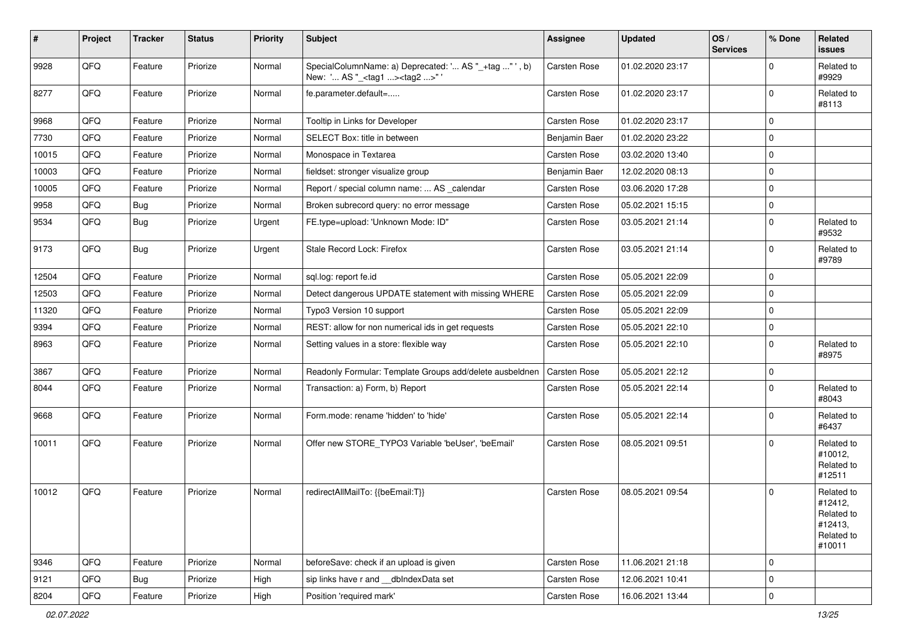| # | Project | Tracker | Status | Priority | Subject | Assignee | Updated | OS / Services | % Done | Related issues |
|---|---|---|---|---|---|---|---|---|---|---|
| 9928 | QFQ | Feature | Priorize | Normal | SpecialColumnName: a) Deprecated: '... AS "_+tag ..." ', b) New: '... AS "_<tag1 ...><tag2 ...>" ' | Carsten Rose | 01.02.2020 23:17 | | 0 | Related to #9929 |
| 8277 | QFQ | Feature | Priorize | Normal | fe.parameter.default=..... | Carsten Rose | 01.02.2020 23:17 | | 0 | Related to #8113 |
| 9968 | QFQ | Feature | Priorize | Normal | Tooltip in Links for Developer | Carsten Rose | 01.02.2020 23:17 | | 0 | |
| 7730 | QFQ | Feature | Priorize | Normal | SELECT Box: title in between | Benjamin Baer | 01.02.2020 23:22 | | 0 | |
| 10015 | QFQ | Feature | Priorize | Normal | Monospace in Textarea | Carsten Rose | 03.02.2020 13:40 | | 0 | |
| 10003 | QFQ | Feature | Priorize | Normal | fieldset: stronger visualize group | Benjamin Baer | 12.02.2020 08:13 | | 0 | |
| 10005 | QFQ | Feature | Priorize | Normal | Report / special column name: ... AS _calendar | Carsten Rose | 03.06.2020 17:28 | | 0 | |
| 9958 | QFQ | Bug | Priorize | Normal | Broken subrecord query: no error message | Carsten Rose | 05.02.2021 15:15 | | 0 | |
| 9534 | QFQ | Bug | Priorize | Urgent | FE.type=upload: 'Unknown Mode: ID" | Carsten Rose | 03.05.2021 21:14 | | 0 | Related to #9532 |
| 9173 | QFQ | Bug | Priorize | Urgent | Stale Record Lock: Firefox | Carsten Rose | 03.05.2021 21:14 | | 0 | Related to #9789 |
| 12504 | QFQ | Feature | Priorize | Normal | sql.log: report fe.id | Carsten Rose | 05.05.2021 22:09 | | 0 | |
| 12503 | QFQ | Feature | Priorize | Normal | Detect dangerous UPDATE statement with missing WHERE | Carsten Rose | 05.05.2021 22:09 | | 0 | |
| 11320 | QFQ | Feature | Priorize | Normal | Typo3 Version 10 support | Carsten Rose | 05.05.2021 22:09 | | 0 | |
| 9394 | QFQ | Feature | Priorize | Normal | REST: allow for non numerical ids in get requests | Carsten Rose | 05.05.2021 22:10 | | 0 | |
| 8963 | QFQ | Feature | Priorize | Normal | Setting values in a store: flexible way | Carsten Rose | 05.05.2021 22:10 | | 0 | Related to #8975 |
| 3867 | QFQ | Feature | Priorize | Normal | Readonly Formular: Template Groups add/delete ausbeldnen | Carsten Rose | 05.05.2021 22:12 | | 0 | |
| 8044 | QFQ | Feature | Priorize | Normal | Transaction: a) Form, b) Report | Carsten Rose | 05.05.2021 22:14 | | 0 | Related to #8043 |
| 9668 | QFQ | Feature | Priorize | Normal | Form.mode: rename 'hidden' to 'hide' | Carsten Rose | 05.05.2021 22:14 | | 0 | Related to #6437 |
| 10011 | QFQ | Feature | Priorize | Normal | Offer new STORE_TYPO3 Variable 'beUser', 'beEmail' | Carsten Rose | 08.05.2021 09:51 | | 0 | Related to #10012, Related to #12511 |
| 10012 | QFQ | Feature | Priorize | Normal | redirectAllMailTo: {{beEmail:T}} | Carsten Rose | 08.05.2021 09:54 | | 0 | Related to #12412, Related to #12413, Related to #10011 |
| 9346 | QFQ | Feature | Priorize | Normal | beforeSave: check if an upload is given | Carsten Rose | 11.06.2021 21:18 | | 0 | |
| 9121 | QFQ | Bug | Priorize | High | sip links have r and __dbIndexData set | Carsten Rose | 12.06.2021 10:41 | | 0 | |
| 8204 | QFQ | Feature | Priorize | High | Position 'required mark' | Carsten Rose | 16.06.2021 13:44 | | 0 | |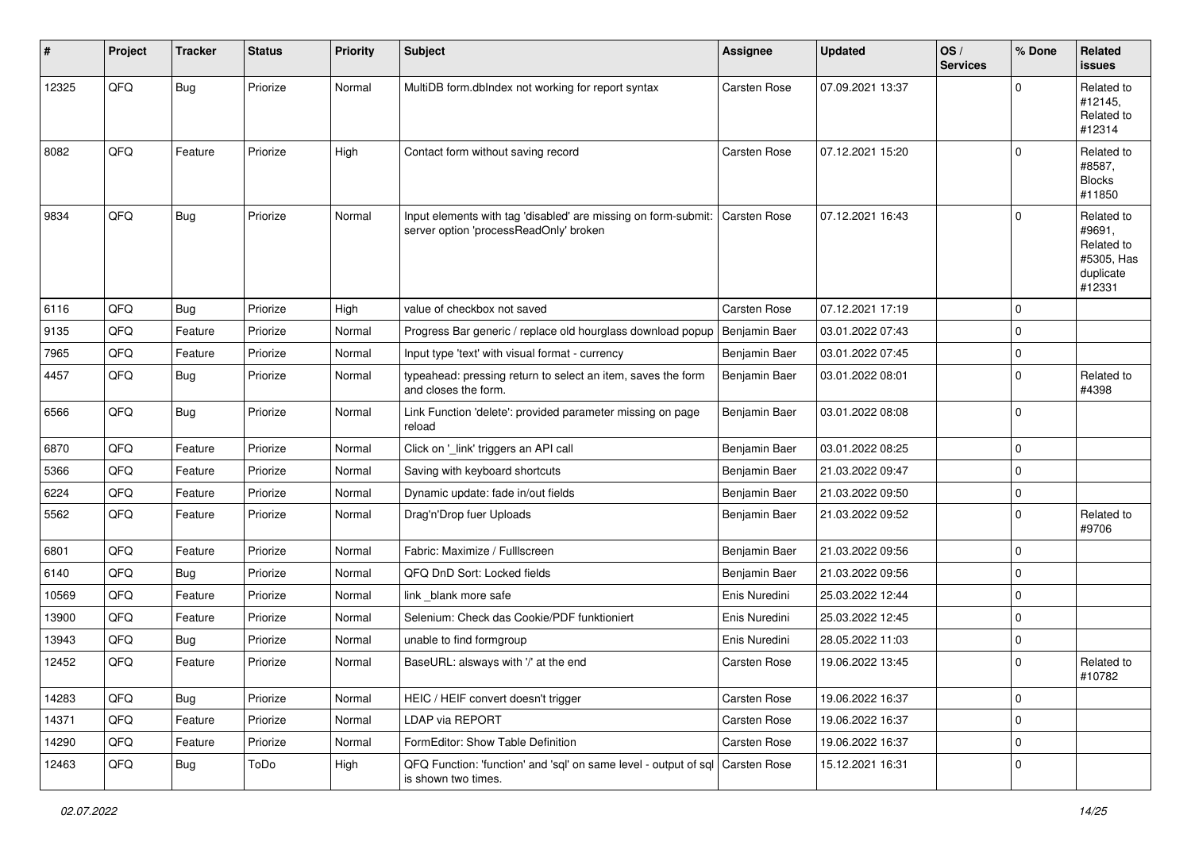| # | Project | Tracker | Status | Priority | Subject | Assignee | Updated | OS / Services | % Done | Related issues |
|---|---|---|---|---|---|---|---|---|---|---|
| 12325 | QFQ | Bug | Priorize | Normal | MultiDB form.dbIndex not working for report syntax | Carsten Rose | 07.09.2021 13:37 | | 0 | Related to #12145, Related to #12314 |
| 8082 | QFQ | Feature | Priorize | High | Contact form without saving record | Carsten Rose | 07.12.2021 15:20 | | 0 | Related to #8587, Blocks #11850 |
| 9834 | QFQ | Bug | Priorize | Normal | Input elements with tag 'disabled' are missing on form-submit: server option 'processReadOnly' broken | Carsten Rose | 07.12.2021 16:43 | | 0 | Related to #9691, Related to #5305, Has duplicate #12331 |
| 6116 | QFQ | Bug | Priorize | High | value of checkbox not saved | Carsten Rose | 07.12.2021 17:19 | | 0 | |
| 9135 | QFQ | Feature | Priorize | Normal | Progress Bar generic / replace old hourglass download popup | Benjamin Baer | 03.01.2022 07:43 | | 0 | |
| 7965 | QFQ | Feature | Priorize | Normal | Input type 'text' with visual format - currency | Benjamin Baer | 03.01.2022 07:45 | | 0 | |
| 4457 | QFQ | Bug | Priorize | Normal | typeahead: pressing return to select an item, saves the form and closes the form. | Benjamin Baer | 03.01.2022 08:01 | | 0 | Related to #4398 |
| 6566 | QFQ | Bug | Priorize | Normal | Link Function 'delete': provided parameter missing on page reload | Benjamin Baer | 03.01.2022 08:08 | | 0 | |
| 6870 | QFQ | Feature | Priorize | Normal | Click on '_link' triggers an API call | Benjamin Baer | 03.01.2022 08:25 | | 0 | |
| 5366 | QFQ | Feature | Priorize | Normal | Saving with keyboard shortcuts | Benjamin Baer | 21.03.2022 09:47 | | 0 | |
| 6224 | QFQ | Feature | Priorize | Normal | Dynamic update: fade in/out fields | Benjamin Baer | 21.03.2022 09:50 | | 0 | |
| 5562 | QFQ | Feature | Priorize | Normal | Drag'n'Drop fuer Uploads | Benjamin Baer | 21.03.2022 09:52 | | 0 | Related to #9706 |
| 6801 | QFQ | Feature | Priorize | Normal | Fabric: Maximize / Fulllscreen | Benjamin Baer | 21.03.2022 09:56 | | 0 | |
| 6140 | QFQ | Bug | Priorize | Normal | QFQ DnD Sort: Locked fields | Benjamin Baer | 21.03.2022 09:56 | | 0 | |
| 10569 | QFQ | Feature | Priorize | Normal | link _blank more safe | Enis Nuredini | 25.03.2022 12:44 | | 0 | |
| 13900 | QFQ | Feature | Priorize | Normal | Selenium: Check das Cookie/PDF funktioniert | Enis Nuredini | 25.03.2022 12:45 | | 0 | |
| 13943 | QFQ | Bug | Priorize | Normal | unable to find formgroup | Enis Nuredini | 28.05.2022 11:03 | | 0 | |
| 12452 | QFQ | Feature | Priorize | Normal | BaseURL: alsways with '/' at the end | Carsten Rose | 19.06.2022 13:45 | | 0 | Related to #10782 |
| 14283 | QFQ | Bug | Priorize | Normal | HEIC / HEIF convert doesn't trigger | Carsten Rose | 19.06.2022 16:37 | | 0 | |
| 14371 | QFQ | Feature | Priorize | Normal | LDAP via REPORT | Carsten Rose | 19.06.2022 16:37 | | 0 | |
| 14290 | QFQ | Feature | Priorize | Normal | FormEditor: Show Table Definition | Carsten Rose | 19.06.2022 16:37 | | 0 | |
| 12463 | QFQ | Bug | ToDo | High | QFQ Function: 'function' and 'sql' on same level - output of sql is shown two times. | Carsten Rose | 15.12.2021 16:31 | | 0 | |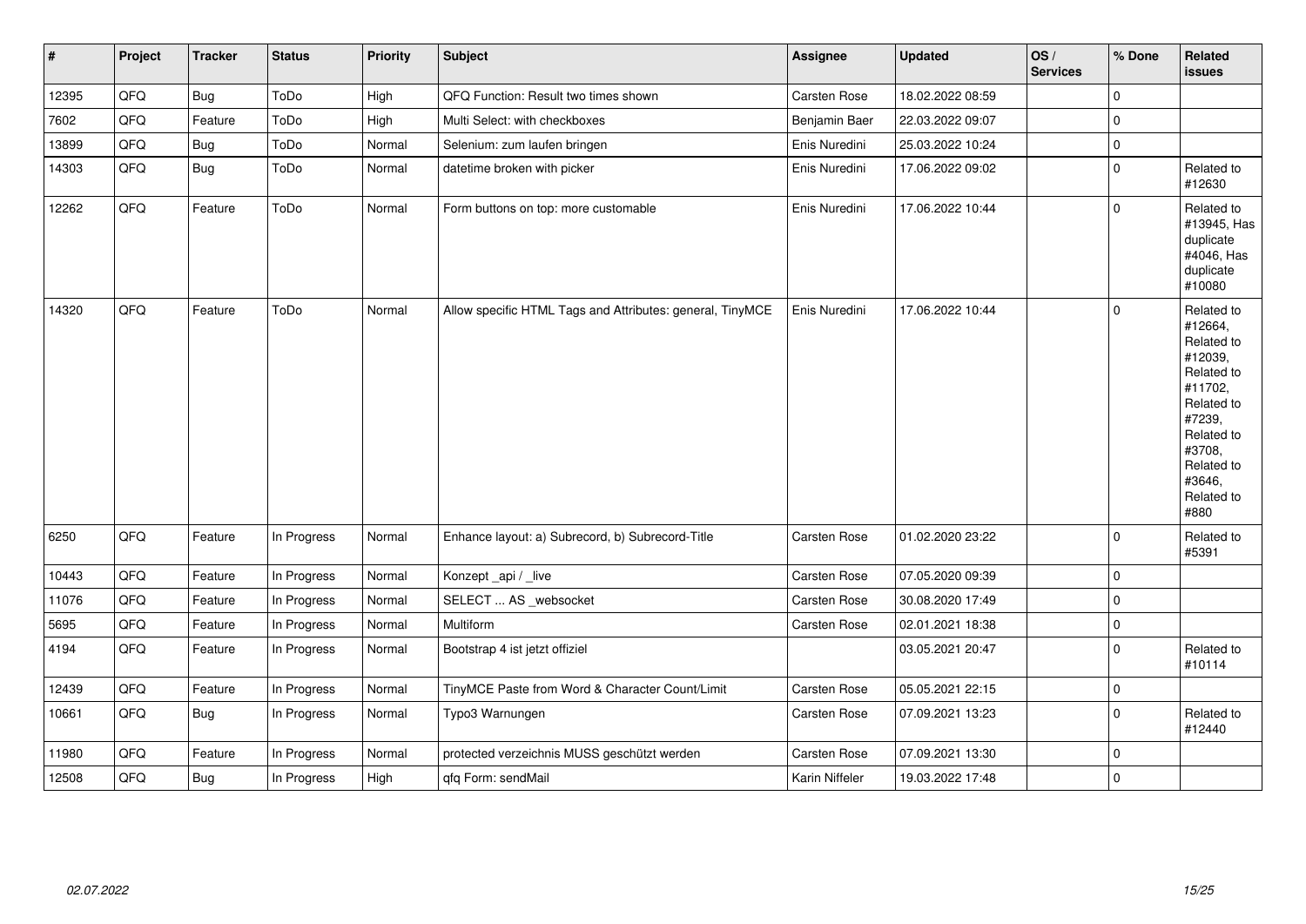| # | Project | Tracker | Status | Priority | Subject | Assignee | Updated | OS / Services | % Done | Related issues |
|---|---|---|---|---|---|---|---|---|---|---|
| 12395 | QFQ | Bug | ToDo | High | QFQ Function: Result two times shown | Carsten Rose | 18.02.2022 08:59 | | 0 | |
| 7602 | QFQ | Feature | ToDo | High | Multi Select: with checkboxes | Benjamin Baer | 22.03.2022 09:07 | | 0 | |
| 13899 | QFQ | Bug | ToDo | Normal | Selenium: zum laufen bringen | Enis Nuredini | 25.03.2022 10:24 | | 0 | |
| 14303 | QFQ | Bug | ToDo | Normal | datetime broken with picker | Enis Nuredini | 17.06.2022 09:02 | | 0 | Related to #12630 |
| 12262 | QFQ | Feature | ToDo | Normal | Form buttons on top: more customable | Enis Nuredini | 17.06.2022 10:44 | | 0 | Related to #13945, Has duplicate #4046, Has duplicate #10080 |
| 14320 | QFQ | Feature | ToDo | Normal | Allow specific HTML Tags and Attributes: general, TinyMCE | Enis Nuredini | 17.06.2022 10:44 | | 0 | Related to #12664, Related to #12039, Related to #11702, Related to #7239, Related to #3708, Related to #3646, Related to #880 |
| 6250 | QFQ | Feature | In Progress | Normal | Enhance layout: a) Subrecord, b) Subrecord-Title | Carsten Rose | 01.02.2020 23:22 | | 0 | Related to #5391 |
| 10443 | QFQ | Feature | In Progress | Normal | Konzept _api / _live | Carsten Rose | 07.05.2020 09:39 | | 0 | |
| 11076 | QFQ | Feature | In Progress | Normal | SELECT ... AS _websocket | Carsten Rose | 30.08.2020 17:49 | | 0 | |
| 5695 | QFQ | Feature | In Progress | Normal | Multiform | Carsten Rose | 02.01.2021 18:38 | | 0 | |
| 4194 | QFQ | Feature | In Progress | Normal | Bootstrap 4 ist jetzt offiziel | | 03.05.2021 20:47 | | 0 | Related to #10114 |
| 12439 | QFQ | Feature | In Progress | Normal | TinyMCE Paste from Word & Character Count/Limit | Carsten Rose | 05.05.2021 22:15 | | 0 | |
| 10661 | QFQ | Bug | In Progress | Normal | Typo3 Warnungen | Carsten Rose | 07.09.2021 13:23 | | 0 | Related to #12440 |
| 11980 | QFQ | Feature | In Progress | Normal | protected verzeichnis MUSS geschützt werden | Carsten Rose | 07.09.2021 13:30 | | 0 | |
| 12508 | QFQ | Bug | In Progress | High | qfq Form: sendMail | Karin Niffeler | 19.03.2022 17:48 | | 0 | |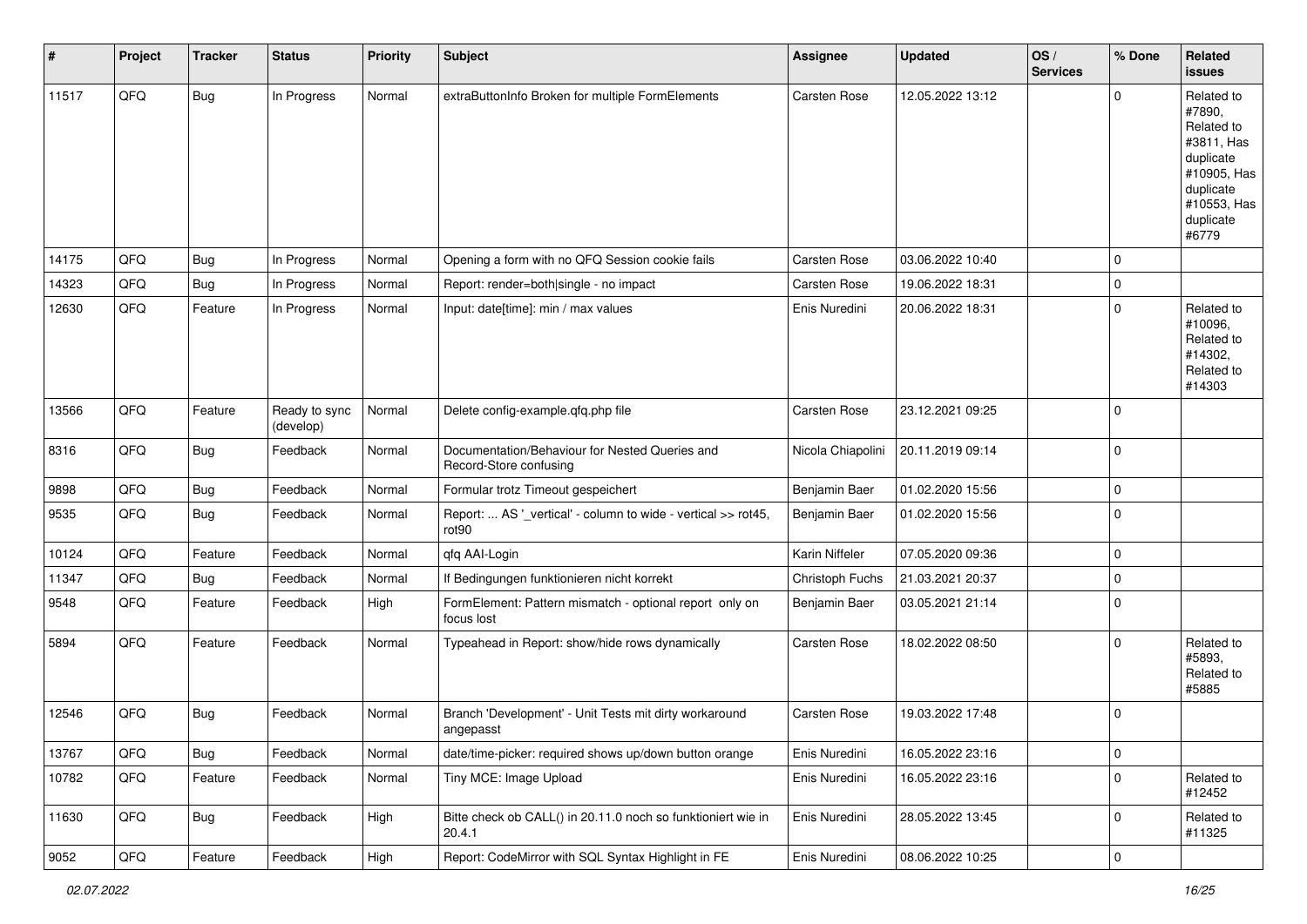| # | Project | Tracker | Status | Priority | Subject | Assignee | Updated | OS / Services | % Done | Related issues |
|---|---|---|---|---|---|---|---|---|---|---|
| 11517 | QFQ | Bug | In Progress | Normal | extraButtonInfo Broken for multiple FormElements | Carsten Rose | 12.05.2022 13:12 | | 0 | Related to #7890, Related to #3811, Has duplicate #10905, Has duplicate #10553, Has duplicate #6779 |
| 14175 | QFQ | Bug | In Progress | Normal | Opening a form with no QFQ Session cookie fails | Carsten Rose | 03.06.2022 10:40 | | 0 | |
| 14323 | QFQ | Bug | In Progress | Normal | Report: render=both|single - no impact | Carsten Rose | 19.06.2022 18:31 | | 0 | |
| 12630 | QFQ | Feature | In Progress | Normal | Input: date[time]: min / max values | Enis Nuredini | 20.06.2022 18:31 | | 0 | Related to #10096, Related to #14302, Related to #14303 |
| 13566 | QFQ | Feature | Ready to sync (develop) | Normal | Delete config-example.qfq.php file | Carsten Rose | 23.12.2021 09:25 | | 0 | |
| 8316 | QFQ | Bug | Feedback | Normal | Documentation/Behaviour for Nested Queries and Record-Store confusing | Nicola Chiapolini | 20.11.2019 09:14 | | 0 | |
| 9898 | QFQ | Bug | Feedback | Normal | Formular trotz Timeout gespeichert | Benjamin Baer | 01.02.2020 15:56 | | 0 | |
| 9535 | QFQ | Bug | Feedback | Normal | Report: ... AS '_vertical' - column to wide - vertical >> rot45, rot90 | Benjamin Baer | 01.02.2020 15:56 | | 0 | |
| 10124 | QFQ | Feature | Feedback | Normal | qfq AAI-Login | Karin Niffeler | 07.05.2020 09:36 | | 0 | |
| 11347 | QFQ | Bug | Feedback | Normal | If Bedingungen funktionieren nicht korrekt | Christoph Fuchs | 21.03.2021 20:37 | | 0 | |
| 9548 | QFQ | Feature | Feedback | High | FormElement: Pattern mismatch - optional report only on focus lost | Benjamin Baer | 03.05.2021 21:14 | | 0 | |
| 5894 | QFQ | Feature | Feedback | Normal | Typeahead in Report: show/hide rows dynamically | Carsten Rose | 18.02.2022 08:50 | | 0 | Related to #5893, Related to #5885 |
| 12546 | QFQ | Bug | Feedback | Normal | Branch 'Development' - Unit Tests mit dirty workaround angepasst | Carsten Rose | 19.03.2022 17:48 | | 0 | |
| 13767 | QFQ | Bug | Feedback | Normal | date/time-picker: required shows up/down button orange | Enis Nuredini | 16.05.2022 23:16 | | 0 | |
| 10782 | QFQ | Feature | Feedback | Normal | Tiny MCE: Image Upload | Enis Nuredini | 16.05.2022 23:16 | | 0 | Related to #12452 |
| 11630 | QFQ | Bug | Feedback | High | Bitte check ob CALL() in 20.11.0 noch so funktioniert wie in 20.4.1 | Enis Nuredini | 28.05.2022 13:45 | | 0 | Related to #11325 |
| 9052 | QFQ | Feature | Feedback | High | Report: CodeMirror with SQL Syntax Highlight in FE | Enis Nuredini | 08.06.2022 10:25 | | 0 | |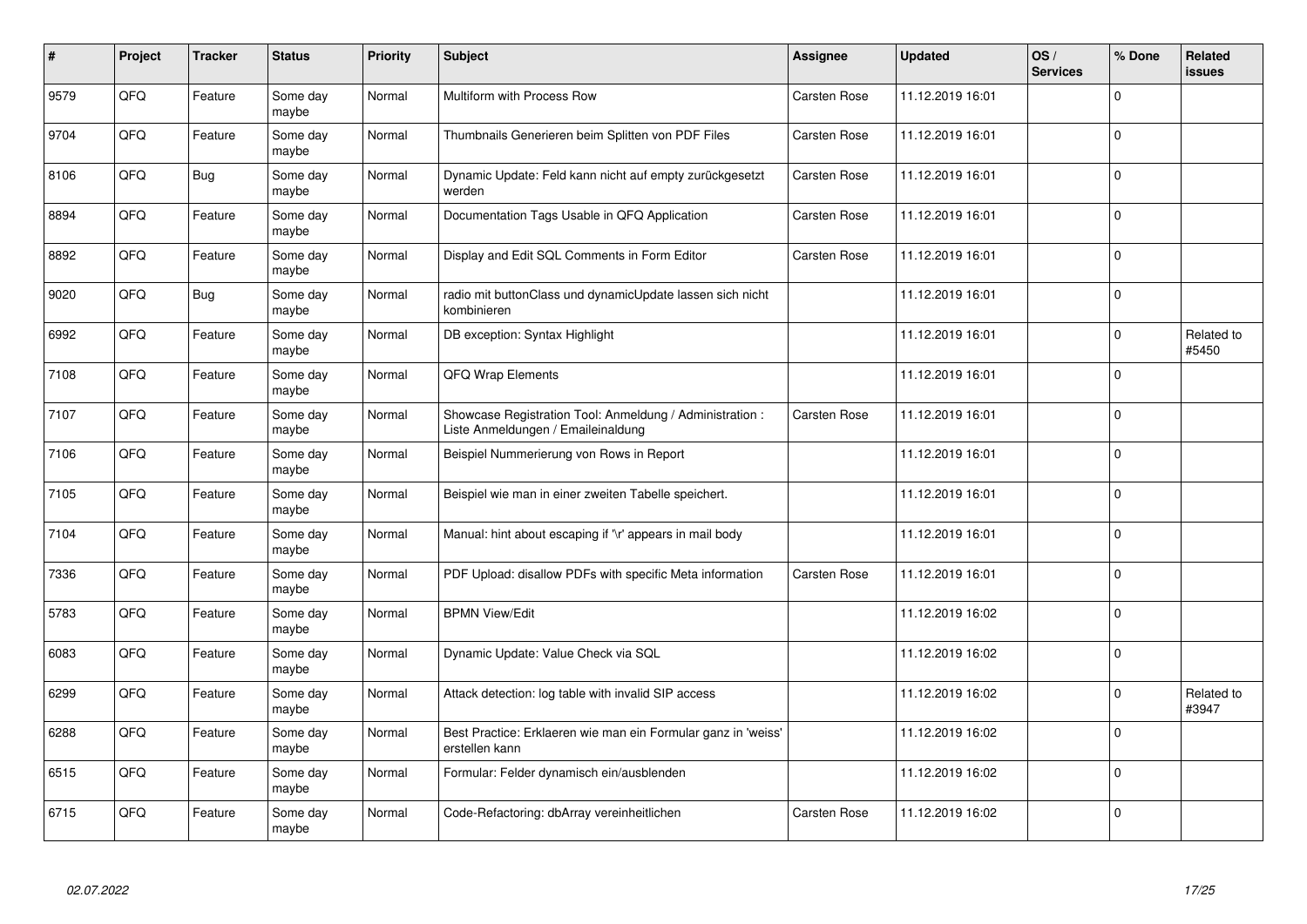| # | Project | Tracker | Status | Priority | Subject | Assignee | Updated | OS / Services | % Done | Related issues |
|---|---|---|---|---|---|---|---|---|---|---|
| 9579 | QFQ | Feature | Some day maybe | Normal | Multiform with Process Row | Carsten Rose | 11.12.2019 16:01 | | 0 | |
| 9704 | QFQ | Feature | Some day maybe | Normal | Thumbnails Generieren beim Splitten von PDF Files | Carsten Rose | 11.12.2019 16:01 | | 0 | |
| 8106 | QFQ | Bug | Some day maybe | Normal | Dynamic Update: Feld kann nicht auf empty zurückgesetzt werden | Carsten Rose | 11.12.2019 16:01 | | 0 | |
| 8894 | QFQ | Feature | Some day maybe | Normal | Documentation Tags Usable in QFQ Application | Carsten Rose | 11.12.2019 16:01 | | 0 | |
| 8892 | QFQ | Feature | Some day maybe | Normal | Display and Edit SQL Comments in Form Editor | Carsten Rose | 11.12.2019 16:01 | | 0 | |
| 9020 | QFQ | Bug | Some day maybe | Normal | radio mit buttonClass und dynamicUpdate lassen sich nicht kombinieren | | 11.12.2019 16:01 | | 0 | |
| 6992 | QFQ | Feature | Some day maybe | Normal | DB exception: Syntax Highlight | | 11.12.2019 16:01 | | 0 | Related to #5450 |
| 7108 | QFQ | Feature | Some day maybe | Normal | QFQ Wrap Elements | | 11.12.2019 16:01 | | 0 | |
| 7107 | QFQ | Feature | Some day maybe | Normal | Showcase Registration Tool: Anmeldung / Administration : Liste Anmeldungen / Emaileinaldung | Carsten Rose | 11.12.2019 16:01 | | 0 | |
| 7106 | QFQ | Feature | Some day maybe | Normal | Beispiel Nummerierung von Rows in Report | | 11.12.2019 16:01 | | 0 | |
| 7105 | QFQ | Feature | Some day maybe | Normal | Beispiel wie man in einer zweiten Tabelle speichert. | | 11.12.2019 16:01 | | 0 | |
| 7104 | QFQ | Feature | Some day maybe | Normal | Manual: hint about escaping if '\r' appears in mail body | | 11.12.2019 16:01 | | 0 | |
| 7336 | QFQ | Feature | Some day maybe | Normal | PDF Upload: disallow PDFs with specific Meta information | Carsten Rose | 11.12.2019 16:01 | | 0 | |
| 5783 | QFQ | Feature | Some day maybe | Normal | BPMN View/Edit | | 11.12.2019 16:02 | | 0 | |
| 6083 | QFQ | Feature | Some day maybe | Normal | Dynamic Update: Value Check via SQL | | 11.12.2019 16:02 | | 0 | |
| 6299 | QFQ | Feature | Some day maybe | Normal | Attack detection: log table with invalid SIP access | | 11.12.2019 16:02 | | 0 | Related to #3947 |
| 6288 | QFQ | Feature | Some day maybe | Normal | Best Practice: Erklaeren wie man ein Formular ganz in 'weiss' erstellen kann | | 11.12.2019 16:02 | | 0 | |
| 6515 | QFQ | Feature | Some day maybe | Normal | Formular: Felder dynamisch ein/ausblenden | | 11.12.2019 16:02 | | 0 | |
| 6715 | QFQ | Feature | Some day maybe | Normal | Code-Refactoring: dbArray vereinheitlichen | Carsten Rose | 11.12.2019 16:02 | | 0 | |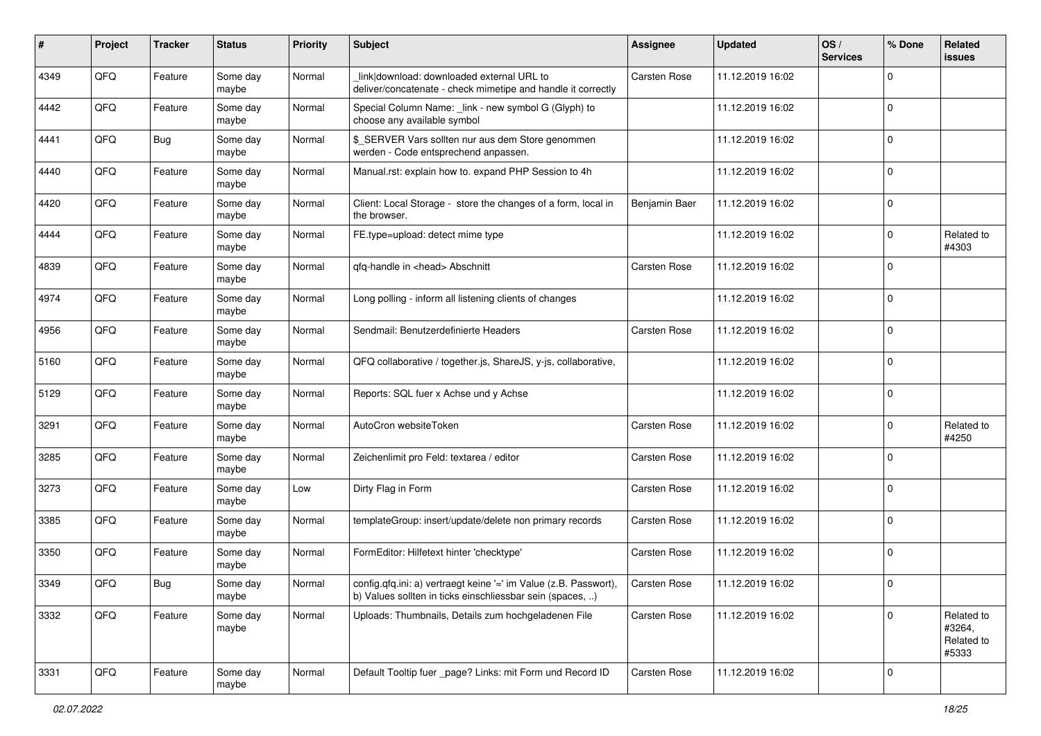| # | Project | Tracker | Status | Priority | Subject | Assignee | Updated | OS / Services | % Done | Related issues |
|---|---|---|---|---|---|---|---|---|---|---|
| 4349 | QFQ | Feature | Some day maybe | Normal | _link\|download: downloaded external URL to deliver/concatenate - check mimetipe and handle it correctly | Carsten Rose | 11.12.2019 16:02 | | 0 | |
| 4442 | QFQ | Feature | Some day maybe | Normal | Special Column Name: _link - new symbol G (Glyph) to choose any available symbol | | 11.12.2019 16:02 | | 0 | |
| 4441 | QFQ | Bug | Some day maybe | Normal | $_SERVER Vars sollten nur aus dem Store genommen werden - Code entsprechend anpassen. | | 11.12.2019 16:02 | | 0 | |
| 4440 | QFQ | Feature | Some day maybe | Normal | Manual.rst: explain how to. expand PHP Session to 4h | | 11.12.2019 16:02 | | 0 | |
| 4420 | QFQ | Feature | Some day maybe | Normal | Client: Local Storage - store the changes of a form, local in the browser. | Benjamin Baer | 11.12.2019 16:02 | | 0 | |
| 4444 | QFQ | Feature | Some day maybe | Normal | FE.type=upload: detect mime type | | 11.12.2019 16:02 | | 0 | Related to #4303 |
| 4839 | QFQ | Feature | Some day maybe | Normal | qfq-handle in <head> Abschnitt | Carsten Rose | 11.12.2019 16:02 | | 0 | |
| 4974 | QFQ | Feature | Some day maybe | Normal | Long polling - inform all listening clients of changes | | 11.12.2019 16:02 | | 0 | |
| 4956 | QFQ | Feature | Some day maybe | Normal | Sendmail: Benutzerdefinierte Headers | Carsten Rose | 11.12.2019 16:02 | | 0 | |
| 5160 | QFQ | Feature | Some day maybe | Normal | QFQ collaborative / together.js, ShareJS, y-js, collaborative, | | 11.12.2019 16:02 | | 0 | |
| 5129 | QFQ | Feature | Some day maybe | Normal | Reports: SQL fuer x Achse und y Achse | | 11.12.2019 16:02 | | 0 | |
| 3291 | QFQ | Feature | Some day maybe | Normal | AutoCron websiteToken | Carsten Rose | 11.12.2019 16:02 | | 0 | Related to #4250 |
| 3285 | QFQ | Feature | Some day maybe | Normal | Zeichenlimit pro Feld: textarea / editor | Carsten Rose | 11.12.2019 16:02 | | 0 | |
| 3273 | QFQ | Feature | Some day maybe | Low | Dirty Flag in Form | Carsten Rose | 11.12.2019 16:02 | | 0 | |
| 3385 | QFQ | Feature | Some day maybe | Normal | templateGroup: insert/update/delete non primary records | Carsten Rose | 11.12.2019 16:02 | | 0 | |
| 3350 | QFQ | Feature | Some day maybe | Normal | FormEditor: Hilfetext hinter 'checktype' | Carsten Rose | 11.12.2019 16:02 | | 0 | |
| 3349 | QFQ | Bug | Some day maybe | Normal | config.qfq.ini: a) vertraegt keine '=' im Value (z.B. Passwort), b) Values sollten in ticks einschliessbar sein (spaces, ..) | Carsten Rose | 11.12.2019 16:02 | | 0 | |
| 3332 | QFQ | Feature | Some day maybe | Normal | Uploads: Thumbnails, Details zum hochgeladenen File | Carsten Rose | 11.12.2019 16:02 | | 0 | Related to #3264, Related to #5333 |
| 3331 | QFQ | Feature | Some day maybe | Normal | Default Tooltip fuer _page? Links: mit Form und Record ID | Carsten Rose | 11.12.2019 16:02 | | 0 | |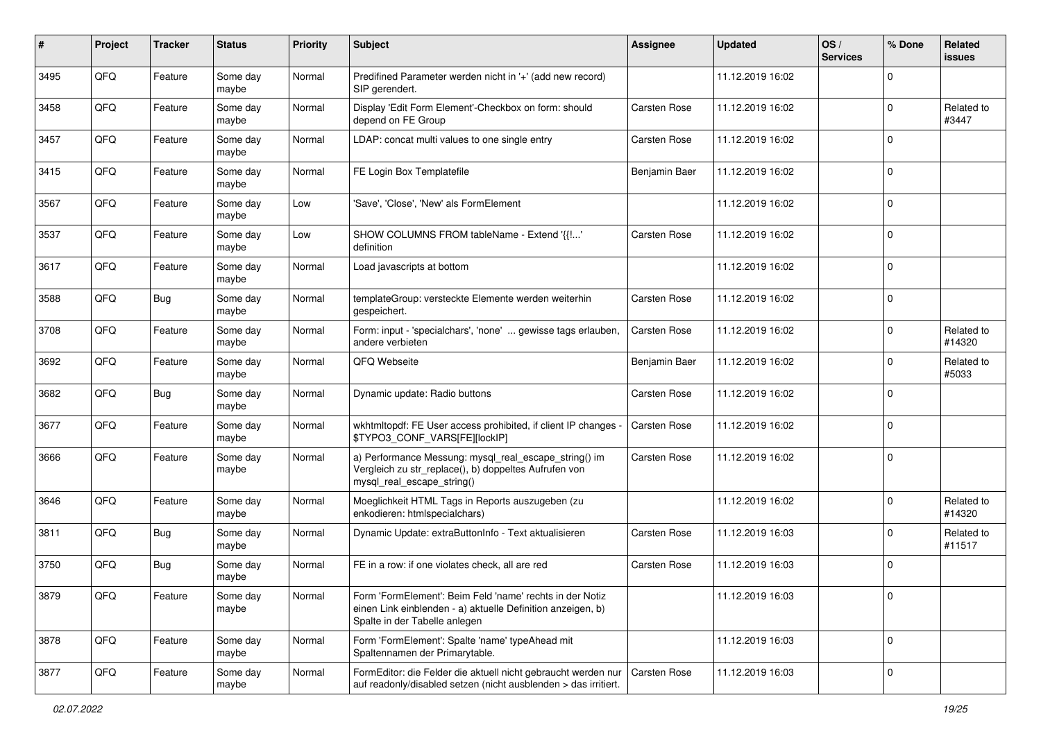| # | Project | Tracker | Status | Priority | Subject | Assignee | Updated | OS / Services | % Done | Related issues |
|---|---|---|---|---|---|---|---|---|---|---|
| 3495 | QFQ | Feature | Some day maybe | Normal | Predifined Parameter werden nicht in '+' (add new record) SIP gerendert. | | 11.12.2019 16:02 | | 0 | |
| 3458 | QFQ | Feature | Some day maybe | Normal | Display 'Edit Form Element'-Checkbox on form: should depend on FE Group | Carsten Rose | 11.12.2019 16:02 | | 0 | Related to #3447 |
| 3457 | QFQ | Feature | Some day maybe | Normal | LDAP: concat multi values to one single entry | Carsten Rose | 11.12.2019 16:02 | | 0 | |
| 3415 | QFQ | Feature | Some day maybe | Normal | FE Login Box Templatefile | Benjamin Baer | 11.12.2019 16:02 | | 0 | |
| 3567 | QFQ | Feature | Some day maybe | Low | 'Save', 'Close', 'New' als FormElement | | 11.12.2019 16:02 | | 0 | |
| 3537 | QFQ | Feature | Some day maybe | Low | SHOW COLUMNS FROM tableName - Extend '{{!...' definition | Carsten Rose | 11.12.2019 16:02 | | 0 | |
| 3617 | QFQ | Feature | Some day maybe | Normal | Load javascripts at bottom | | 11.12.2019 16:02 | | 0 | |
| 3588 | QFQ | Bug | Some day maybe | Normal | templateGroup: versteckte Elemente werden weiterhin gespeichert. | Carsten Rose | 11.12.2019 16:02 | | 0 | |
| 3708 | QFQ | Feature | Some day maybe | Normal | Form: input - 'specialchars', 'none' ... gewisse tags erlauben, andere verbieten | Carsten Rose | 11.12.2019 16:02 | | 0 | Related to #14320 |
| 3692 | QFQ | Feature | Some day maybe | Normal | QFQ Webseite | Benjamin Baer | 11.12.2019 16:02 | | 0 | Related to #5033 |
| 3682 | QFQ | Bug | Some day maybe | Normal | Dynamic update: Radio buttons | Carsten Rose | 11.12.2019 16:02 | | 0 | |
| 3677 | QFQ | Feature | Some day maybe | Normal | wkhtmltopdf: FE User access prohibited, if client IP changes - $TYPO3_CONF_VARS[FE][lockIP] | Carsten Rose | 11.12.2019 16:02 | | 0 | |
| 3666 | QFQ | Feature | Some day maybe | Normal | a) Performance Messung: mysql_real_escape_string() im Vergleich zu str_replace(), b) doppeltes Aufrufen von mysql_real_escape_string() | Carsten Rose | 11.12.2019 16:02 | | 0 | |
| 3646 | QFQ | Feature | Some day maybe | Normal | Moeglichkeit HTML Tags in Reports auszugeben (zu enkodieren: htmlspecialchars) | | 11.12.2019 16:02 | | 0 | Related to #14320 |
| 3811 | QFQ | Bug | Some day maybe | Normal | Dynamic Update: extraButtonInfo - Text aktualisieren | Carsten Rose | 11.12.2019 16:03 | | 0 | Related to #11517 |
| 3750 | QFQ | Bug | Some day maybe | Normal | FE in a row: if one violates check, all are red | Carsten Rose | 11.12.2019 16:03 | | 0 | |
| 3879 | QFQ | Feature | Some day maybe | Normal | Form 'FormElement': Beim Feld 'name' rechts in der Notiz einen Link einblenden - a) aktuelle Definition anzeigen, b) Spalte in der Tabelle anlegen | | 11.12.2019 16:03 | | 0 | |
| 3878 | QFQ | Feature | Some day maybe | Normal | Form 'FormElement': Spalte 'name' typeAhead mit Spaltennamen der Primarytable. | | 11.12.2019 16:03 | | 0 | |
| 3877 | QFQ | Feature | Some day maybe | Normal | FormEditor: die Felder die aktuell nicht gebraucht werden nur auf readonly/disabled setzen (nicht ausblenden > das irritiert. | Carsten Rose | 11.12.2019 16:03 | | 0 | |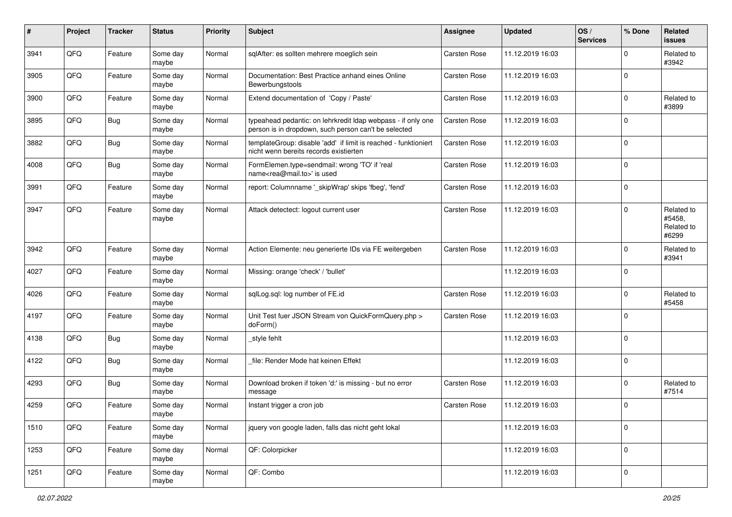| # | Project | Tracker | Status | Priority | Subject | Assignee | Updated | OS / Services | % Done | Related issues |
|---|---|---|---|---|---|---|---|---|---|---|
| 3941 | QFQ | Feature | Some day maybe | Normal | sqlAfter: es sollten mehrere moeglich sein | Carsten Rose | 11.12.2019 16:03 | | 0 | Related to #3942 |
| 3905 | QFQ | Feature | Some day maybe | Normal | Documentation: Best Practice anhand eines Online Bewerbungstools | Carsten Rose | 11.12.2019 16:03 | | 0 | |
| 3900 | QFQ | Feature | Some day maybe | Normal | Extend documentation of 'Copy / Paste' | Carsten Rose | 11.12.2019 16:03 | | 0 | Related to #3899 |
| 3895 | QFQ | Bug | Some day maybe | Normal | typeahead pedantic: on lehrkredit ldap webpass - if only one person is in dropdown, such person can't be selected | Carsten Rose | 11.12.2019 16:03 | | 0 | |
| 3882 | QFQ | Bug | Some day maybe | Normal | templateGroup: disable 'add' if limit is reached - funktioniert nicht wenn bereits records existierten | Carsten Rose | 11.12.2019 16:03 | | 0 | |
| 4008 | QFQ | Bug | Some day maybe | Normal | FormElemen.type=sendmail: wrong 'TO' if 'real name<rea@mail.to>' is used | Carsten Rose | 11.12.2019 16:03 | | 0 | |
| 3991 | QFQ | Feature | Some day maybe | Normal | report: Columnname '_skipWrap' skips 'fbeg', 'fend' | Carsten Rose | 11.12.2019 16:03 | | 0 | |
| 3947 | QFQ | Feature | Some day maybe | Normal | Attack detectect: logout current user | Carsten Rose | 11.12.2019 16:03 | | 0 | Related to #5458, Related to #6299 |
| 3942 | QFQ | Feature | Some day maybe | Normal | Action Elemente: neu generierte IDs via FE weitergeben | Carsten Rose | 11.12.2019 16:03 | | 0 | Related to #3941 |
| 4027 | QFQ | Feature | Some day maybe | Normal | Missing: orange 'check' / 'bullet' | | 11.12.2019 16:03 | | 0 | |
| 4026 | QFQ | Feature | Some day maybe | Normal | sqlLog.sql: log number of FE.id | Carsten Rose | 11.12.2019 16:03 | | 0 | Related to #5458 |
| 4197 | QFQ | Feature | Some day maybe | Normal | Unit Test fuer JSON Stream von QuickFormQuery.php > doForm() | Carsten Rose | 11.12.2019 16:03 | | 0 | |
| 4138 | QFQ | Bug | Some day maybe | Normal | _style fehlt | | 11.12.2019 16:03 | | 0 | |
| 4122 | QFQ | Bug | Some day maybe | Normal | _file: Render Mode hat keinen Effekt | | 11.12.2019 16:03 | | 0 | |
| 4293 | QFQ | Bug | Some day maybe | Normal | Download broken if token 'd:' is missing - but no error message | Carsten Rose | 11.12.2019 16:03 | | 0 | Related to #7514 |
| 4259 | QFQ | Feature | Some day maybe | Normal | Instant trigger a cron job | Carsten Rose | 11.12.2019 16:03 | | 0 | |
| 1510 | QFQ | Feature | Some day maybe | Normal | jquery von google laden, falls das nicht geht lokal | | 11.12.2019 16:03 | | 0 | |
| 1253 | QFQ | Feature | Some day maybe | Normal | QF: Colorpicker | | 11.12.2019 16:03 | | 0 | |
| 1251 | QFQ | Feature | Some day maybe | Normal | QF: Combo | | 11.12.2019 16:03 | | 0 | |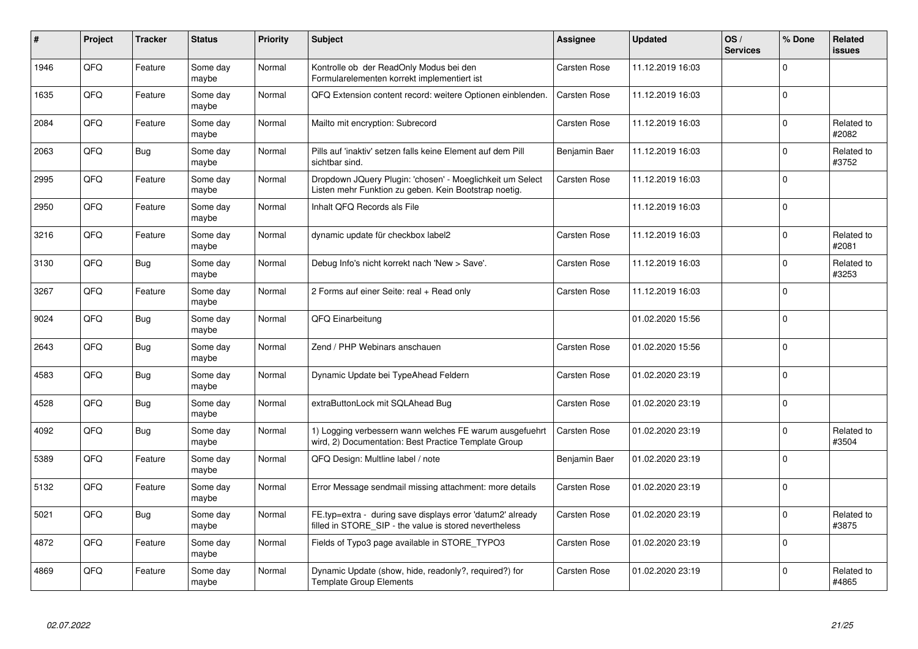| # | Project | Tracker | Status | Priority | Subject | Assignee | Updated | OS / Services | % Done | Related issues |
|---|---|---|---|---|---|---|---|---|---|---|
| 1946 | QFQ | Feature | Some day maybe | Normal | Kontrolle ob der ReadOnly Modus bei den Formularelementen korrekt implementiert ist | Carsten Rose | 11.12.2019 16:03 | | 0 | |
| 1635 | QFQ | Feature | Some day maybe | Normal | QFQ Extension content record: weitere Optionen einblenden. | Carsten Rose | 11.12.2019 16:03 | | 0 | |
| 2084 | QFQ | Feature | Some day maybe | Normal | Mailto mit encryption: Subrecord | Carsten Rose | 11.12.2019 16:03 | | 0 | Related to #2082 |
| 2063 | QFQ | Bug | Some day maybe | Normal | Pills auf 'inaktiv' setzen falls keine Element auf dem Pill sichtbar sind. | Benjamin Baer | 11.12.2019 16:03 | | 0 | Related to #3752 |
| 2995 | QFQ | Feature | Some day maybe | Normal | Dropdown JQuery Plugin: 'chosen' - Moeglichkeit um Select Listen mehr Funktion zu geben. Kein Bootstrap noetig. | Carsten Rose | 11.12.2019 16:03 | | 0 | |
| 2950 | QFQ | Feature | Some day maybe | Normal | Inhalt QFQ Records als File | | 11.12.2019 16:03 | | 0 | |
| 3216 | QFQ | Feature | Some day maybe | Normal | dynamic update für checkbox label2 | Carsten Rose | 11.12.2019 16:03 | | 0 | Related to #2081 |
| 3130 | QFQ | Bug | Some day maybe | Normal | Debug Info's nicht korrekt nach 'New > Save'. | Carsten Rose | 11.12.2019 16:03 | | 0 | Related to #3253 |
| 3267 | QFQ | Feature | Some day maybe | Normal | 2 Forms auf einer Seite: real + Read only | Carsten Rose | 11.12.2019 16:03 | | 0 | |
| 9024 | QFQ | Bug | Some day maybe | Normal | QFQ Einarbeitung | | 01.02.2020 15:56 | | 0 | |
| 2643 | QFQ | Bug | Some day maybe | Normal | Zend / PHP Webinars anschauen | Carsten Rose | 01.02.2020 15:56 | | 0 | |
| 4583 | QFQ | Bug | Some day maybe | Normal | Dynamic Update bei TypeAhead Feldern | Carsten Rose | 01.02.2020 23:19 | | 0 | |
| 4528 | QFQ | Bug | Some day maybe | Normal | extraButtonLock mit SQLAhead Bug | Carsten Rose | 01.02.2020 23:19 | | 0 | |
| 4092 | QFQ | Bug | Some day maybe | Normal | 1) Logging verbessern wann welches FE warum ausgefuehrt wird, 2) Documentation: Best Practice Template Group | Carsten Rose | 01.02.2020 23:19 | | 0 | Related to #3504 |
| 5389 | QFQ | Feature | Some day maybe | Normal | QFQ Design: Multline label / note | Benjamin Baer | 01.02.2020 23:19 | | 0 | |
| 5132 | QFQ | Feature | Some day maybe | Normal | Error Message sendmail missing attachment: more details | Carsten Rose | 01.02.2020 23:19 | | 0 | |
| 5021 | QFQ | Bug | Some day maybe | Normal | FE.typ=extra - during save displays error 'datum2' already filled in STORE_SIP - the value is stored nevertheless | Carsten Rose | 01.02.2020 23:19 | | 0 | Related to #3875 |
| 4872 | QFQ | Feature | Some day maybe | Normal | Fields of Typo3 page available in STORE_TYPO3 | Carsten Rose | 01.02.2020 23:19 | | 0 | |
| 4869 | QFQ | Feature | Some day maybe | Normal | Dynamic Update (show, hide, readonly?, required?) for Template Group Elements | Carsten Rose | 01.02.2020 23:19 | | 0 | Related to #4865 |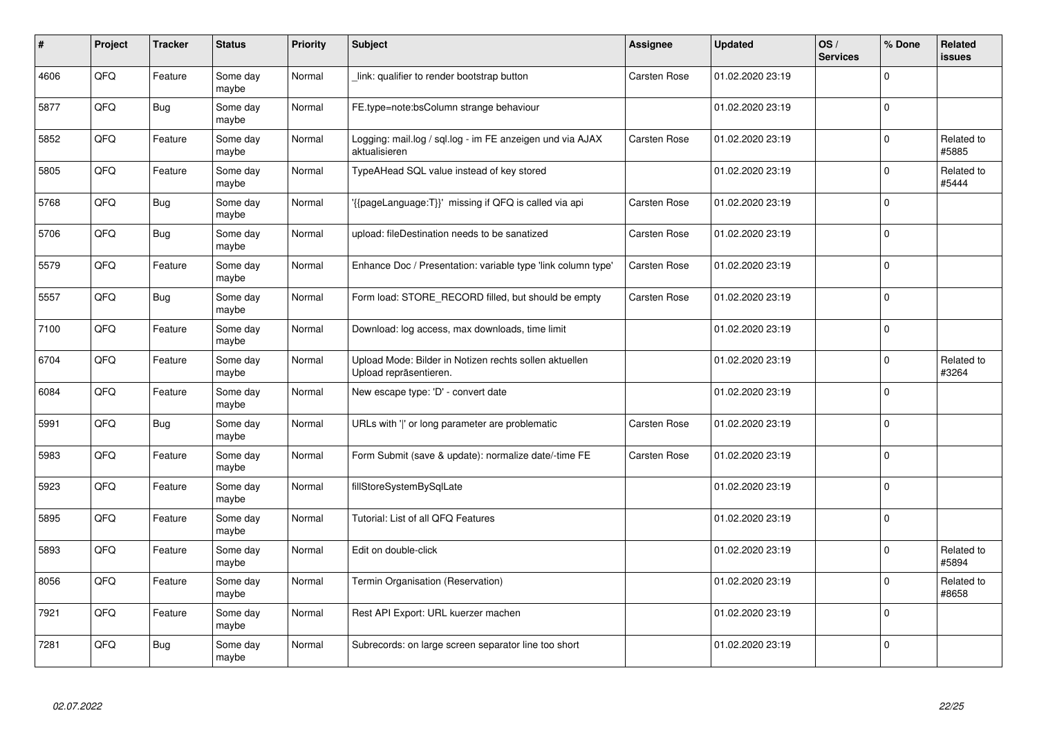| # | Project | Tracker | Status | Priority | Subject | Assignee | Updated | OS / Services | % Done | Related issues |
|---|---|---|---|---|---|---|---|---|---|---|
| 4606 | QFQ | Feature | Some day maybe | Normal | _link: qualifier to render bootstrap button | Carsten Rose | 01.02.2020 23:19 | | 0 | |
| 5877 | QFQ | Bug | Some day maybe | Normal | FE.type=note:bsColumn strange behaviour | | 01.02.2020 23:19 | | 0 | |
| 5852 | QFQ | Feature | Some day maybe | Normal | Logging: mail.log / sql.log - im FE anzeigen und via AJAX aktualisieren | Carsten Rose | 01.02.2020 23:19 | | 0 | Related to #5885 |
| 5805 | QFQ | Feature | Some day maybe | Normal | TypeAHead SQL value instead of key stored | | 01.02.2020 23:19 | | 0 | Related to #5444 |
| 5768 | QFQ | Bug | Some day maybe | Normal | '{{pageLanguage:T}}' missing if QFQ is called via api | Carsten Rose | 01.02.2020 23:19 | | 0 | |
| 5706 | QFQ | Bug | Some day maybe | Normal | upload: fileDestination needs to be sanatized | Carsten Rose | 01.02.2020 23:19 | | 0 | |
| 5579 | QFQ | Feature | Some day maybe | Normal | Enhance Doc / Presentation: variable type 'link column type' | Carsten Rose | 01.02.2020 23:19 | | 0 | |
| 5557 | QFQ | Bug | Some day maybe | Normal | Form load: STORE_RECORD filled, but should be empty | Carsten Rose | 01.02.2020 23:19 | | 0 | |
| 7100 | QFQ | Feature | Some day maybe | Normal | Download: log access, max downloads, time limit | | 01.02.2020 23:19 | | 0 | |
| 6704 | QFQ | Feature | Some day maybe | Normal | Upload Mode: Bilder in Notizen rechts sollen aktuellen Upload repräsentieren. | | 01.02.2020 23:19 | | 0 | Related to #3264 |
| 6084 | QFQ | Feature | Some day maybe | Normal | New escape type: 'D' - convert date | | 01.02.2020 23:19 | | 0 | |
| 5991 | QFQ | Bug | Some day maybe | Normal | URLs with '\|' or long parameter are problematic | Carsten Rose | 01.02.2020 23:19 | | 0 | |
| 5983 | QFQ | Feature | Some day maybe | Normal | Form Submit (save & update): normalize date/-time FE | Carsten Rose | 01.02.2020 23:19 | | 0 | |
| 5923 | QFQ | Feature | Some day maybe | Normal | fillStoreSystemBySqlLate | | 01.02.2020 23:19 | | 0 | |
| 5895 | QFQ | Feature | Some day maybe | Normal | Tutorial: List of all QFQ Features | | 01.02.2020 23:19 | | 0 | |
| 5893 | QFQ | Feature | Some day maybe | Normal | Edit on double-click | | 01.02.2020 23:19 | | 0 | Related to #5894 |
| 8056 | QFQ | Feature | Some day maybe | Normal | Termin Organisation (Reservation) | | 01.02.2020 23:19 | | 0 | Related to #8658 |
| 7921 | QFQ | Feature | Some day maybe | Normal | Rest API Export: URL kuerzer machen | | 01.02.2020 23:19 | | 0 | |
| 7281 | QFQ | Bug | Some day maybe | Normal | Subrecords: on large screen separator line too short | | 01.02.2020 23:19 | | 0 | |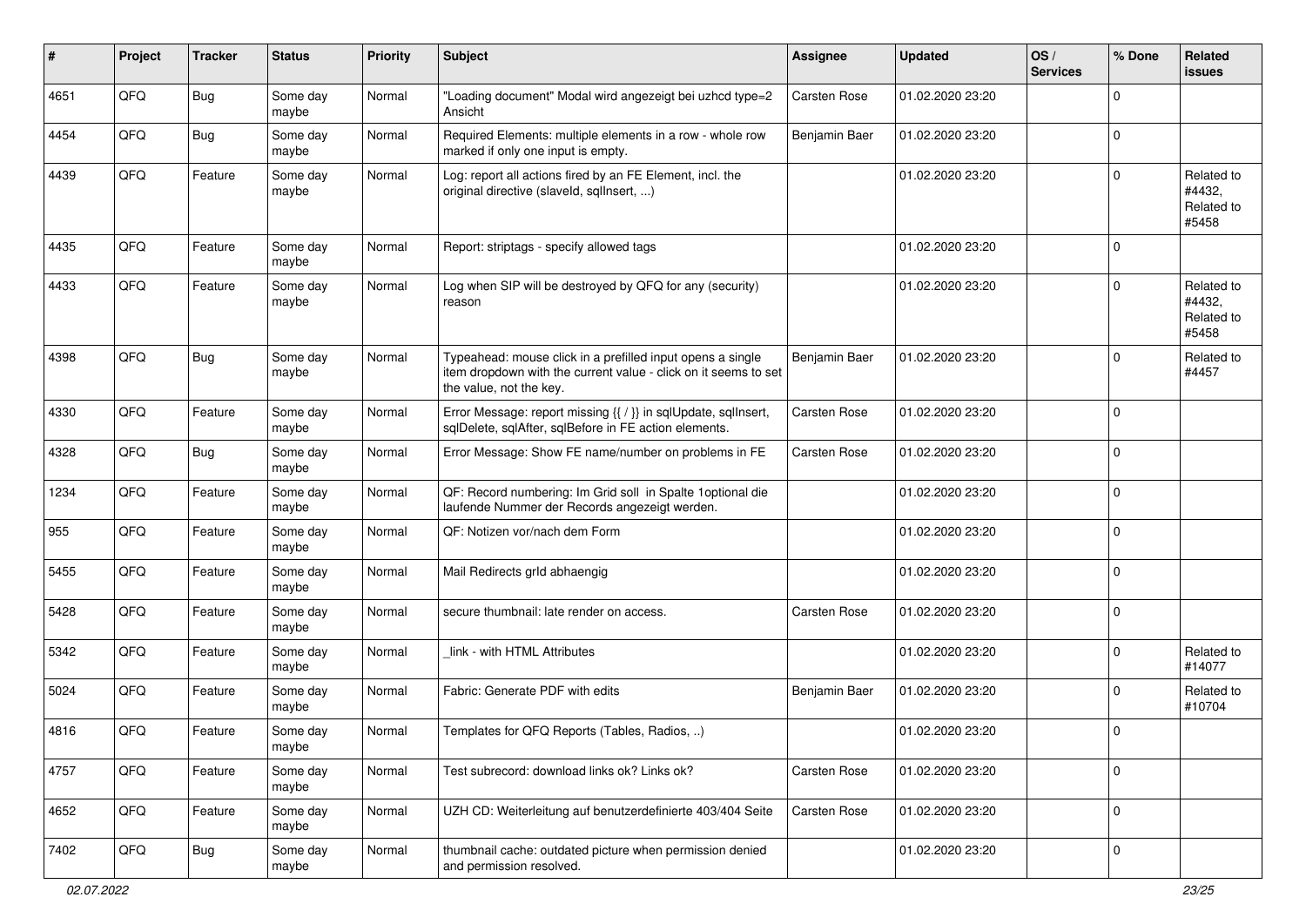| # | Project | Tracker | Status | Priority | Subject | Assignee | Updated | OS / Services | % Done | Related issues |
|---|---|---|---|---|---|---|---|---|---|---|
| 4651 | QFQ | Bug | Some day maybe | Normal | "Loading document" Modal wird angezeigt bei uzhcd type=2 Ansicht | Carsten Rose | 01.02.2020 23:20 | | 0 | |
| 4454 | QFQ | Bug | Some day maybe | Normal | Required Elements: multiple elements in a row - whole row marked if only one input is empty. | Benjamin Baer | 01.02.2020 23:20 | | 0 | |
| 4439 | QFQ | Feature | Some day maybe | Normal | Log: report all actions fired by an FE Element, incl. the original directive (slaveId, sqlInsert, ...) | | 01.02.2020 23:20 | | 0 | Related to #4432, Related to #5458 |
| 4435 | QFQ | Feature | Some day maybe | Normal | Report: striptags - specify allowed tags | | 01.02.2020 23:20 | | 0 | |
| 4433 | QFQ | Feature | Some day maybe | Normal | Log when SIP will be destroyed by QFQ for any (security) reason | | 01.02.2020 23:20 | | 0 | Related to #4432, Related to #5458 |
| 4398 | QFQ | Bug | Some day maybe | Normal | Typeahead: mouse click in a prefilled input opens a single item dropdown with the current value - click on it seems to set the value, not the key. | Benjamin Baer | 01.02.2020 23:20 | | 0 | Related to #4457 |
| 4330 | QFQ | Feature | Some day maybe | Normal | Error Message: report missing {{ / }} in sqlUpdate, sqlInsert, sqlDelete, sqlAfter, sqlBefore in FE action elements. | Carsten Rose | 01.02.2020 23:20 | | 0 | |
| 4328 | QFQ | Bug | Some day maybe | Normal | Error Message: Show FE name/number on problems in FE | Carsten Rose | 01.02.2020 23:20 | | 0 | |
| 1234 | QFQ | Feature | Some day maybe | Normal | QF: Record numbering: Im Grid soll in Spalte 1optional die laufende Nummer der Records angezeigt werden. | | 01.02.2020 23:20 | | 0 | |
| 955 | QFQ | Feature | Some day maybe | Normal | QF: Notizen vor/nach dem Form | | 01.02.2020 23:20 | | 0 | |
| 5455 | QFQ | Feature | Some day maybe | Normal | Mail Redirects grId abhaengig | | 01.02.2020 23:20 | | 0 | |
| 5428 | QFQ | Feature | Some day maybe | Normal | secure thumbnail: late render on access. | Carsten Rose | 01.02.2020 23:20 | | 0 | |
| 5342 | QFQ | Feature | Some day maybe | Normal | _link - with HTML Attributes | | 01.02.2020 23:20 | | 0 | Related to #14077 |
| 5024 | QFQ | Feature | Some day maybe | Normal | Fabric: Generate PDF with edits | Benjamin Baer | 01.02.2020 23:20 | | 0 | Related to #10704 |
| 4816 | QFQ | Feature | Some day maybe | Normal | Templates for QFQ Reports (Tables, Radios, ..) | | 01.02.2020 23:20 | | 0 | |
| 4757 | QFQ | Feature | Some day maybe | Normal | Test subrecord: download links ok? Links ok? | Carsten Rose | 01.02.2020 23:20 | | 0 | |
| 4652 | QFQ | Feature | Some day maybe | Normal | UZH CD: Weiterleitung auf benutzerdefinierte 403/404 Seite | Carsten Rose | 01.02.2020 23:20 | | 0 | |
| 7402 | QFQ | Bug | Some day maybe | Normal | thumbnail cache: outdated picture when permission denied and permission resolved. | | 01.02.2020 23:20 | | 0 | |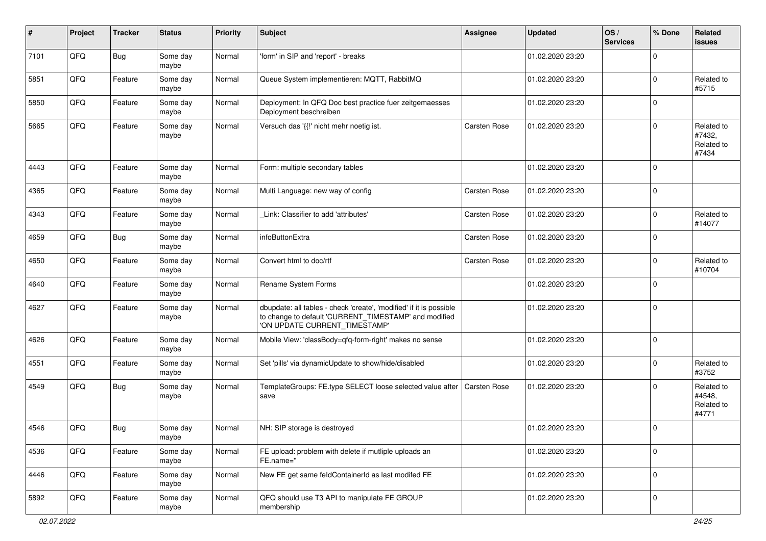| # | Project | Tracker | Status | Priority | Subject | Assignee | Updated | OS / Services | % Done | Related issues |
|---|---|---|---|---|---|---|---|---|---|---|
| 7101 | QFQ | Bug | Some day maybe | Normal | 'form' in SIP and 'report' - breaks | | 01.02.2020 23:20 | | 0 | |
| 5851 | QFQ | Feature | Some day maybe | Normal | Queue System implementieren: MQTT, RabbitMQ | | 01.02.2020 23:20 | | 0 | Related to #5715 |
| 5850 | QFQ | Feature | Some day maybe | Normal | Deployment: In QFQ Doc best practice fuer zeitgemaesses Deployment beschreiben | | 01.02.2020 23:20 | | 0 | |
| 5665 | QFQ | Feature | Some day maybe | Normal | Versuch das '{{!' nicht mehr noetig ist. | Carsten Rose | 01.02.2020 23:20 | | 0 | Related to #7432, Related to #7434 |
| 4443 | QFQ | Feature | Some day maybe | Normal | Form: multiple secondary tables | | 01.02.2020 23:20 | | 0 | |
| 4365 | QFQ | Feature | Some day maybe | Normal | Multi Language: new way of config | Carsten Rose | 01.02.2020 23:20 | | 0 | |
| 4343 | QFQ | Feature | Some day maybe | Normal | _Link: Classifier to add 'attributes' | Carsten Rose | 01.02.2020 23:20 | | 0 | Related to #14077 |
| 4659 | QFQ | Bug | Some day maybe | Normal | infoButtonExtra | Carsten Rose | 01.02.2020 23:20 | | 0 | |
| 4650 | QFQ | Feature | Some day maybe | Normal | Convert html to doc/rtf | Carsten Rose | 01.02.2020 23:20 | | 0 | Related to #10704 |
| 4640 | QFQ | Feature | Some day maybe | Normal | Rename System Forms | | 01.02.2020 23:20 | | 0 | |
| 4627 | QFQ | Feature | Some day maybe | Normal | dbupdate: all tables - check 'create', 'modified' if it is possible to change to default 'CURRENT_TIMESTAMP' and modified 'ON UPDATE CURRENT_TIMESTAMP' | | 01.02.2020 23:20 | | 0 | |
| 4626 | QFQ | Feature | Some day maybe | Normal | Mobile View: 'classBody=qfq-form-right' makes no sense | | 01.02.2020 23:20 | | 0 | |
| 4551 | QFQ | Feature | Some day maybe | Normal | Set 'pills' via dynamicUpdate to show/hide/disabled | | 01.02.2020 23:20 | | 0 | Related to #3752 |
| 4549 | QFQ | Bug | Some day maybe | Normal | TemplateGroups: FE.type SELECT loose selected value after save | Carsten Rose | 01.02.2020 23:20 | | 0 | Related to #4548, Related to #4771 |
| 4546 | QFQ | Bug | Some day maybe | Normal | NH: SIP storage is destroyed | | 01.02.2020 23:20 | | 0 | |
| 4536 | QFQ | Feature | Some day maybe | Normal | FE upload: problem with delete if mutliple uploads an FE.name='' | | 01.02.2020 23:20 | | 0 | |
| 4446 | QFQ | Feature | Some day maybe | Normal | New FE get same feldContainerId as last modifed FE | | 01.02.2020 23:20 | | 0 | |
| 5892 | QFQ | Feature | Some day maybe | Normal | QFQ should use T3 API to manipulate FE GROUP membership | | 01.02.2020 23:20 | | 0 | |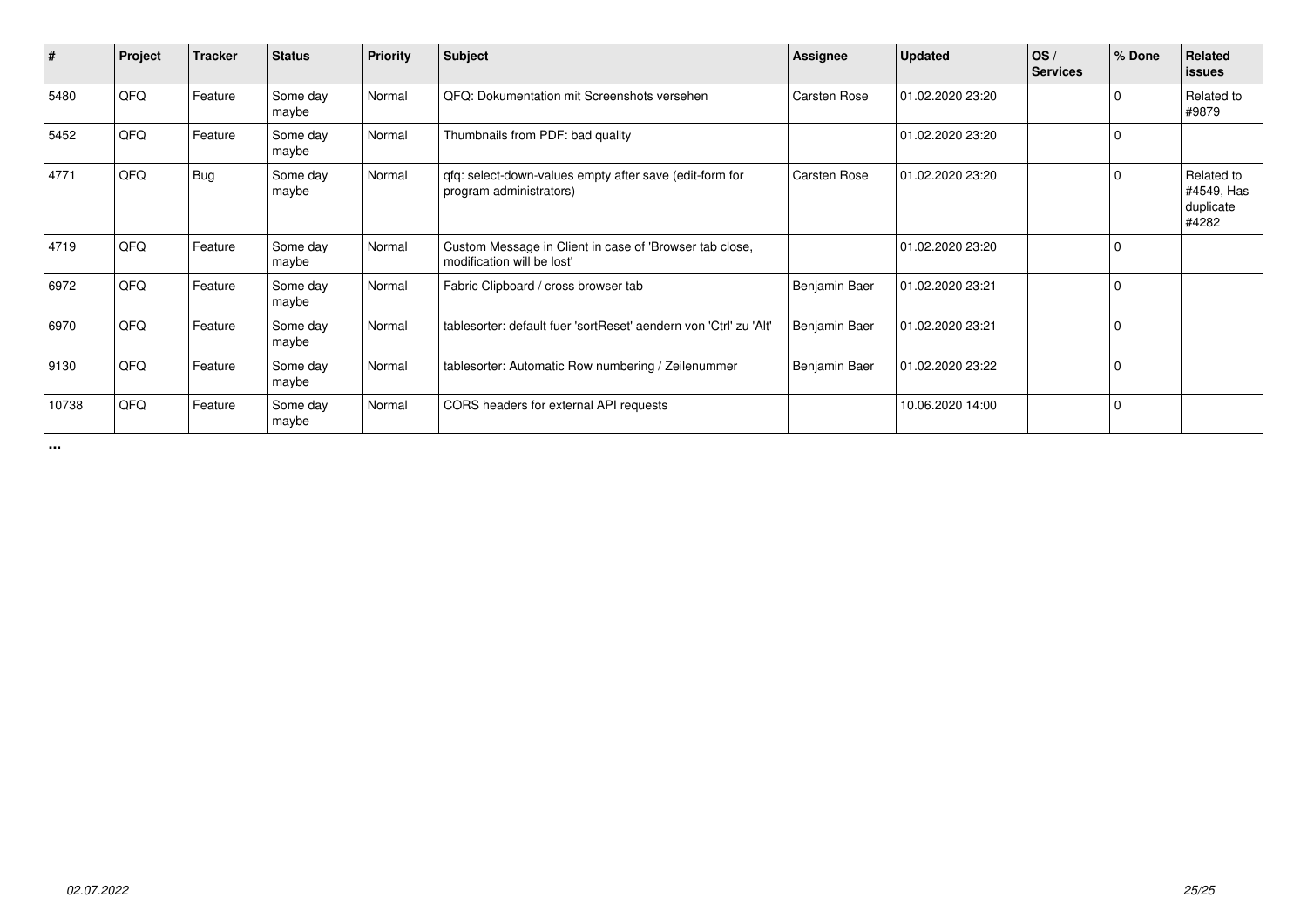| # | Project | Tracker | Status | Priority | Subject | Assignee | Updated | OS / Services | % Done | Related issues |
|---|---|---|---|---|---|---|---|---|---|---|
| 5480 | QFQ | Feature | Some day maybe | Normal | QFQ: Dokumentation mit Screenshots versehen | Carsten Rose | 01.02.2020 23:20 | | 0 | Related to #9879 |
| 5452 | QFQ | Feature | Some day maybe | Normal | Thumbnails from PDF: bad quality | | 01.02.2020 23:20 | | 0 | |
| 4771 | QFQ | Bug | Some day maybe | Normal | qfq: select-down-values empty after save (edit-form for program administrators) | Carsten Rose | 01.02.2020 23:20 | | 0 | Related to #4549, Has duplicate #4282 |
| 4719 | QFQ | Feature | Some day maybe | Normal | Custom Message in Client in case of 'Browser tab close, modification will be lost' | | 01.02.2020 23:20 | | 0 | |
| 6972 | QFQ | Feature | Some day maybe | Normal | Fabric Clipboard / cross browser tab | Benjamin Baer | 01.02.2020 23:21 | | 0 | |
| 6970 | QFQ | Feature | Some day maybe | Normal | tablesorter: default fuer 'sortReset' aendern von 'Ctrl' zu 'Alt' | Benjamin Baer | 01.02.2020 23:21 | | 0 | |
| 9130 | QFQ | Feature | Some day maybe | Normal | tablesorter: Automatic Row numbering / Zeilenummer | Benjamin Baer | 01.02.2020 23:22 | | 0 | |
| 10738 | QFQ | Feature | Some day maybe | Normal | CORS headers for external API requests | | 10.06.2020 14:00 | | 0 | |

...